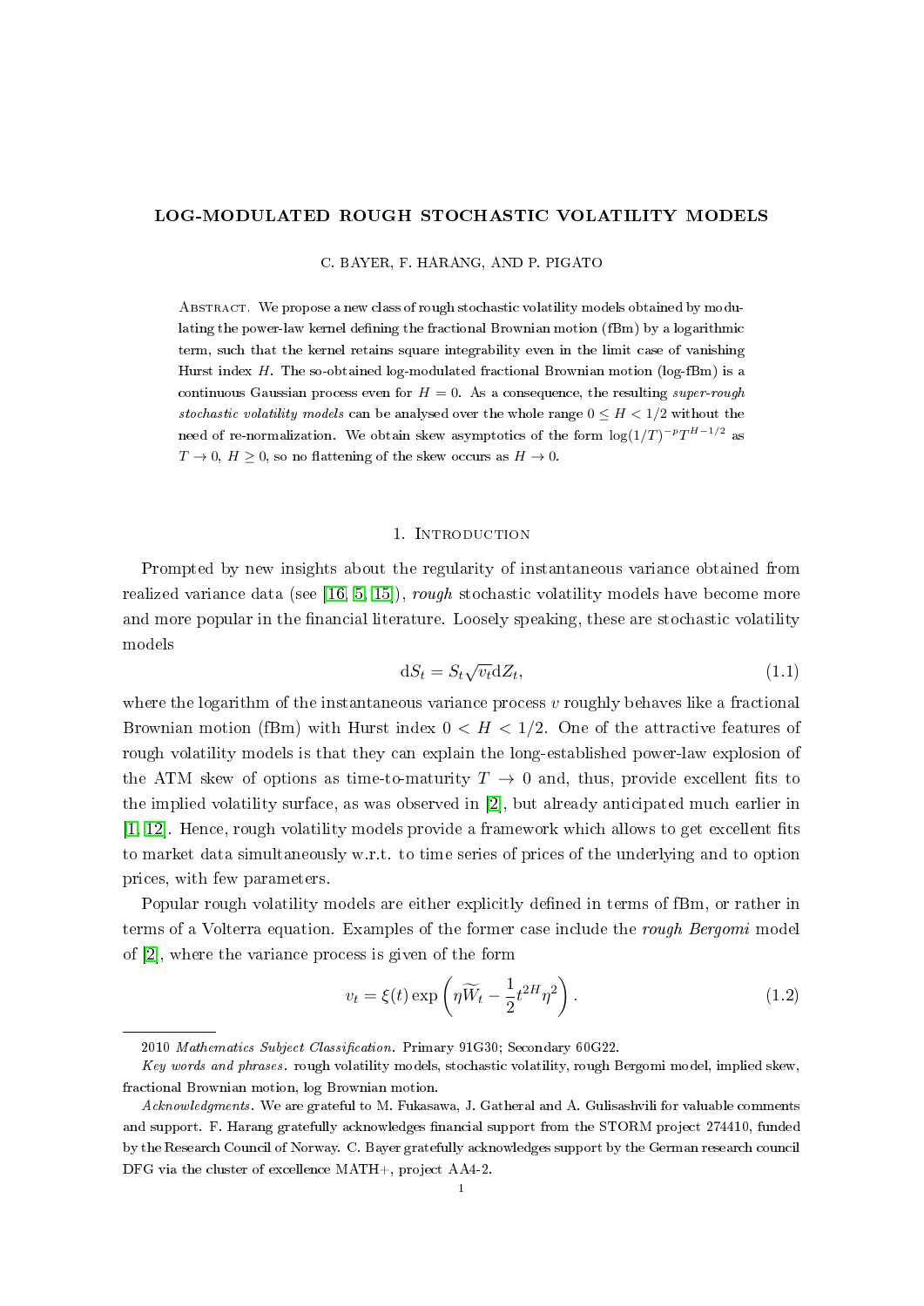# LOG-MODULATED ROUGH STOCHASTIC VOLATILITY MODELS

C. BAYER, F. HARANG, AND P. PIGATO

Abstract. We propose a new class of rough stochastic volatility models obtained by modulating the power-law kernel defining the fractional Brownian motion (fBm) by a logarithmic term, such that the kernel retains square integrability even in the limit case of vanishing Hurst index $H$. The so-obtained log-modulated fractional Brownian motion (log-fBm) is a continuous Gaussian process even for $H = 0$. As a consequence, the resulting *super-rough stochastic volatility models* can be analysed over the whole range $0 \le H < 1/2$ without the need of re-normalization. We obtain skew asymptotics of the form $\log(1/T)^{-p} T^{H-1/2}$ as $T \to 0$, $H \ge 0$, so no flattening of the skew occurs as $H \to 0$.

## 1. Introduction

Prompted by new insights about the regularity of instantaneous variance obtained from realized variance data (see [16, 5, 15]), *rough* stochastic volatility models have become more and more popular in the financial literature. Loosely speaking, these are stochastic volatility models

$$\mathrm{d}S_t = S_t \sqrt{v_t} \mathrm{d}Z_t, \tag{1.1}$$

where the logarithm of the instantaneous variance process $v$ roughly behaves like a fractional Brownian motion (fBm) with Hurst index $0 < H < 1/2$. One of the attractive features of rough volatility models is that they can explain the long-established power-law explosion of the ATM skew of options as time-to-maturity $T \to 0$ and, thus, provide excellent fits to the implied volatility surface, as was observed in [2], but already anticipated much earlier in [1, 12]. Hence, rough volatility models provide a framework which allows to get excellent fits to market data simultaneously w.r.t. to time series of prices of the underlying and to option prices, with few parameters.

Popular rough volatility models are either explicitly defined in terms of fBm, or rather in terms of a Volterra equation. Examples of the former case include the *rough Bergomi* model of [2], where the variance process is given of the form

$$v_t = \xi(t) \exp\left( \eta \widetilde{W}_t - \frac{1}{2} t^{2H} \eta^2 \right). \tag{1.2}$$

---

2010 *Mathematics Subject Classification.* Primary 91G30; Secondary 60G22.

*Key words and phrases.* rough volatility models, stochastic volatility, rough Bergomi model, implied skew, fractional Brownian motion, log Brownian motion.

*Acknowledgments.* We are grateful to M. Fukasawa, J. Gatheral and A. Gulisashvili for valuable comments and support. F. Harang gratefully acknowledges financial support from the STORM project 274410, funded by the Research Council of Norway. C. Bayer gratefully acknowledges support by the German research council DFG via the cluster of excellence MATH+, project AA4-2.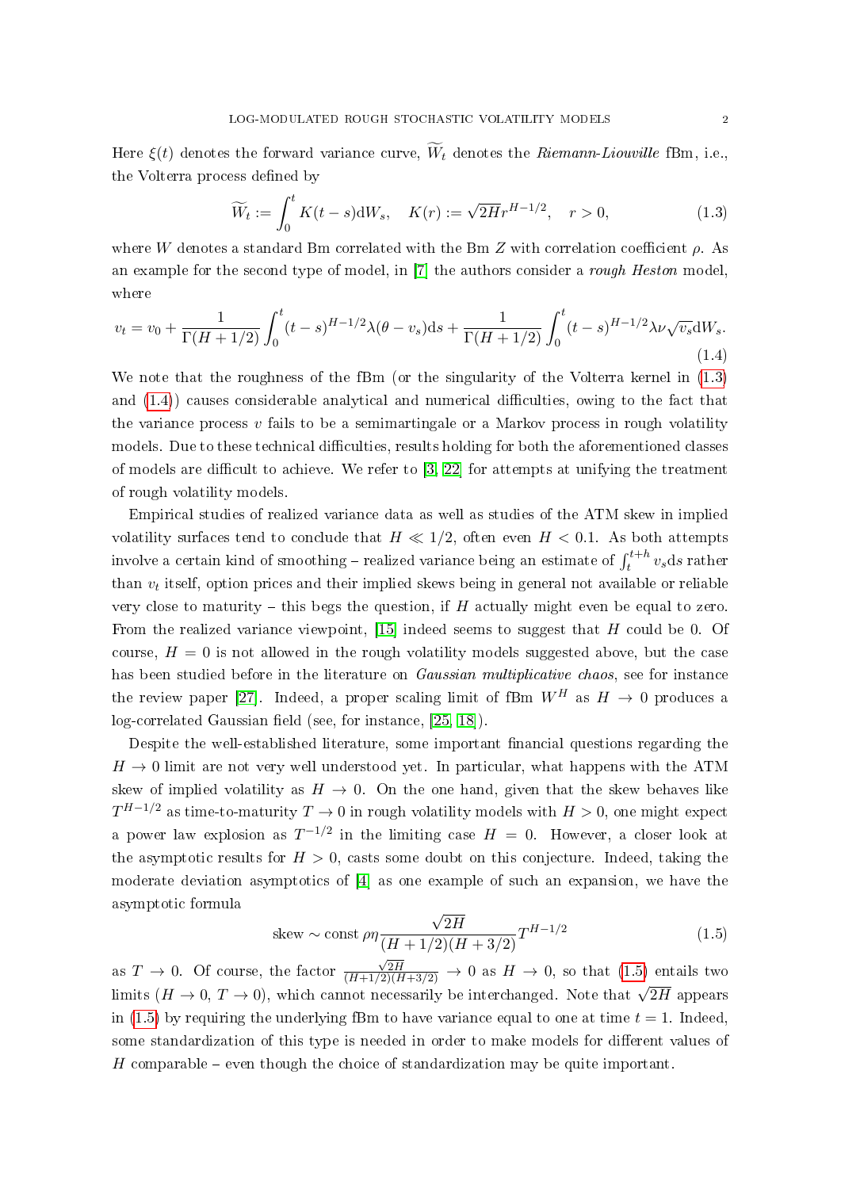Here $\xi(t)$ denotes the forward variance curve, $\widetilde{W}_t$ denotes the *Riemann-Liouville* fBm, i.e., the Volterra process defined by

$$\widetilde{W}_t := \int_0^t K(t-s)\mathrm{d}W_s, \quad K(r) := \sqrt{2H} r^{H-1/2}, \quad r > 0, \tag{1.3}$$

where $W$ denotes a standard Bm correlated with the Bm $Z$ with correlation coefficient $\rho$. As an example for the second type of model, in [7] the authors consider a *rough Heston* model, where

$$v_t = v_0 + \frac{1}{\Gamma(H+1/2)} \int_0^t (t-s)^{H-1/2} \lambda(\theta - v_s)\mathrm{d}s + \frac{1}{\Gamma(H+1/2)} \int_0^t (t-s)^{H-1/2} \lambda\nu\sqrt{v_s}\mathrm{d}W_s. \tag{1.4}$$

We note that the roughness of the fBm (or the singularity of the Volterra kernel in (1.3) and (1.4)) causes considerable analytical and numerical difficulties, owing to the fact that the variance process $v$ fails to be a semimartingale or a Markov process in rough volatility models. Due to these technical difficulties, results holding for both the aforementioned classes of models are difficult to achieve. We refer to [3, 22] for attempts at unifying the treatment of rough volatility models.

Empirical studies of realized variance data as well as studies of the ATM skew in implied volatility surfaces tend to conclude that $H \ll 1/2$, often even $H < 0.1$. As both attempts involve a certain kind of smoothing – realized variance being an estimate of $\int_t^{t+h} v_s \mathrm{d}s$ rather than $v_t$ itself, option prices and their implied skews being in general not available or reliable very close to maturity – this begs the question, if $H$ actually might even be equal to zero. From the realized variance viewpoint, [15] indeed seems to suggest that $H$ could be 0. Of course, $H = 0$ is not allowed in the rough volatility models suggested above, but the case has been studied before in the literature on *Gaussian multiplicative chaos*, see for instance the review paper [27]. Indeed, a proper scaling limit of fBm $W^H$ as $H \to 0$ produces a log-correlated Gaussian field (see, for instance, [25, 18]).

Despite the well-established literature, some important financial questions regarding the $H \to 0$ limit are not very well understood yet. In particular, what happens with the ATM skew of implied volatility as $H \to 0$. On the one hand, given that the skew behaves like $T^{H-1/2}$ as time-to-maturity $T \to 0$ in rough volatility models with $H > 0$, one might expect a power law explosion as $T^{-1/2}$ in the limiting case $H = 0$. However, a closer look at the asymptotic results for $H > 0$, casts some doubt on this conjecture. Indeed, taking the moderate deviation asymptotics of [4] as one example of such an expansion, we have the asymptotic formula

$$\text{skew} \sim \text{const}\, \rho\eta \frac{\sqrt{2H}}{(H+1/2)(H+3/2)} T^{H-1/2} \tag{1.5}$$

as $T \to 0$. Of course, the factor $\frac{\sqrt{2H}}{(H+1/2)(H+3/2)} \to 0$ as $H \to 0$, so that (1.5) entails two limits ($H \to 0$, $T \to 0$), which cannot necessarily be interchanged. Note that $\sqrt{2H}$ appears in (1.5) by requiring the underlying fBm to have variance equal to one at time $t = 1$. Indeed, some standardization of this type is needed in order to make models for different values of $H$ comparable – even though the choice of standardization may be quite important.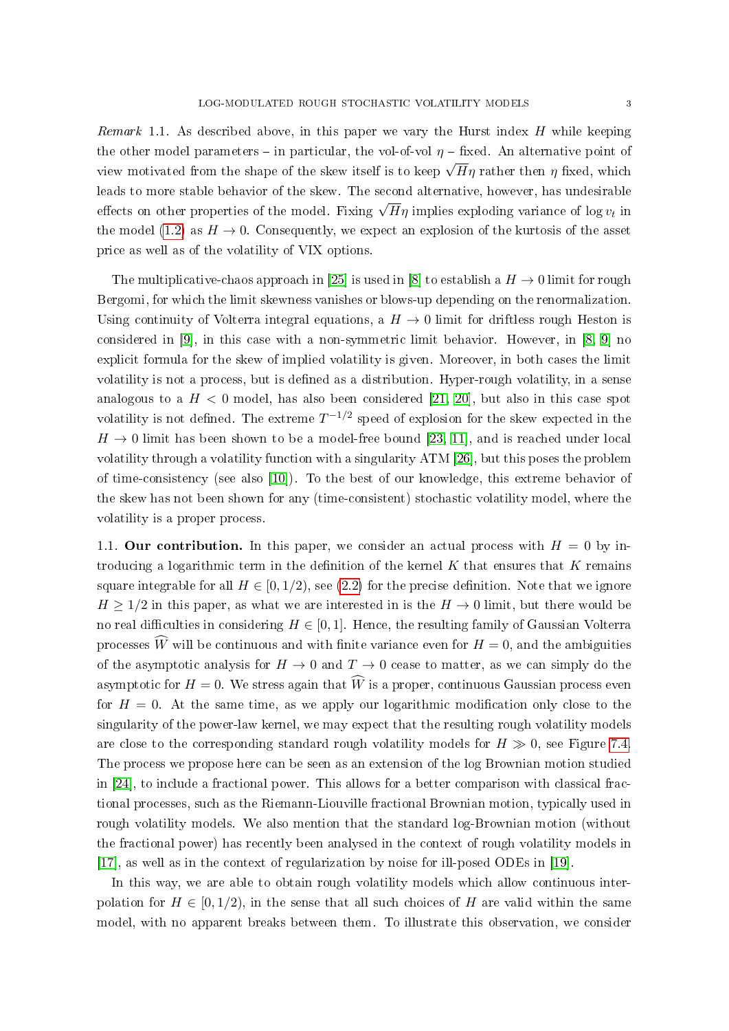*Remark* 1.1. As described above, in this paper we vary the Hurst index $H$ while keeping the other model parameters – in particular, the vol-of-vol $\eta$ – fixed. An alternative point of view motivated from the shape of the skew itself is to keep $\sqrt{H}\eta$ rather then $\eta$ fixed, which leads to more stable behavior of the skew. The second alternative, however, has undesirable effects on other properties of the model. Fixing $\sqrt{H}\eta$ implies exploding variance of $\log v_t$ in the model (1.2) as $H \to 0$. Consequently, we expect an explosion of the kurtosis of the asset price as well as of the volatility of VIX options.

The multiplicative-chaos approach in [25] is used in [8] to establish a $H \to 0$ limit for rough Bergomi, for which the limit skewness vanishes or blows-up depending on the renormalization. Using continuity of Volterra integral equations, a $H \to 0$ limit for driftless rough Heston is considered in [9], in this case with a non-symmetric limit behavior. However, in [8, 9] no explicit formula for the skew of implied volatility is given. Moreover, in both cases the limit volatility is not a process, but is defined as a distribution. Hyper-rough volatility, in a sense analogous to a $H < 0$ model, has also been considered [21, 20], but also in this case spot volatility is not defined. The extreme $T^{-1/2}$ speed of explosion for the skew expected in the $H \to 0$ limit has been shown to be a model-free bound [23, 11], and is reached under local volatility through a volatility function with a singularity ATM [26], but this poses the problem of time-consistency (see also [10]). To the best of our knowledge, this extreme behavior of the skew has not been shown for any (time-consistent) stochastic volatility model, where the volatility is a proper process.

### 1.1. Our contribution.

In this paper, we consider an actual process with $H = 0$ by introducing a logarithmic term in the definition of the kernel $K$ that ensures that $K$ remains square integrable for all $H \in [0, 1/2)$, see (2.2) for the precise definition. Note that we ignore $H \geq 1/2$ in this paper, as what we are interested in is the $H \to 0$ limit, but there would be no real difficulties in considering $H \in [0, 1]$. Hence, the resulting family of Gaussian Volterra processes $\widehat{W}$ will be continuous and with finite variance even for $H = 0$, and the ambiguities of the asymptotic analysis for $H \to 0$ and $T \to 0$ cease to matter, as we can simply do the asymptotic for $H = 0$. We stress again that $\widehat{W}$ is a proper, continuous Gaussian process even for $H = 0$. At the same time, as we apply our logarithmic modification only close to the singularity of the power-law kernel, we may expect that the resulting rough volatility models are close to the corresponding standard rough volatility models for $H \gg 0$, see Figure 7.4. The process we propose here can be seen as an extension of the log Brownian motion studied in [24], to include a fractional power. This allows for a better comparison with classical fractional processes, such as the Riemann-Liouville fractional Brownian motion, typically used in rough volatility models. We also mention that the standard log-Brownian motion (without the fractional power) has recently been analysed in the context of rough volatility models in [17], as well as in the context of regularization by noise for ill-posed ODEs in [19].

In this way, we are able to obtain rough volatility models which allow continuous interpolation for $H \in [0, 1/2)$, in the sense that all such choices of $H$ are valid within the same model, with no apparent breaks between them. To illustrate this observation, we consider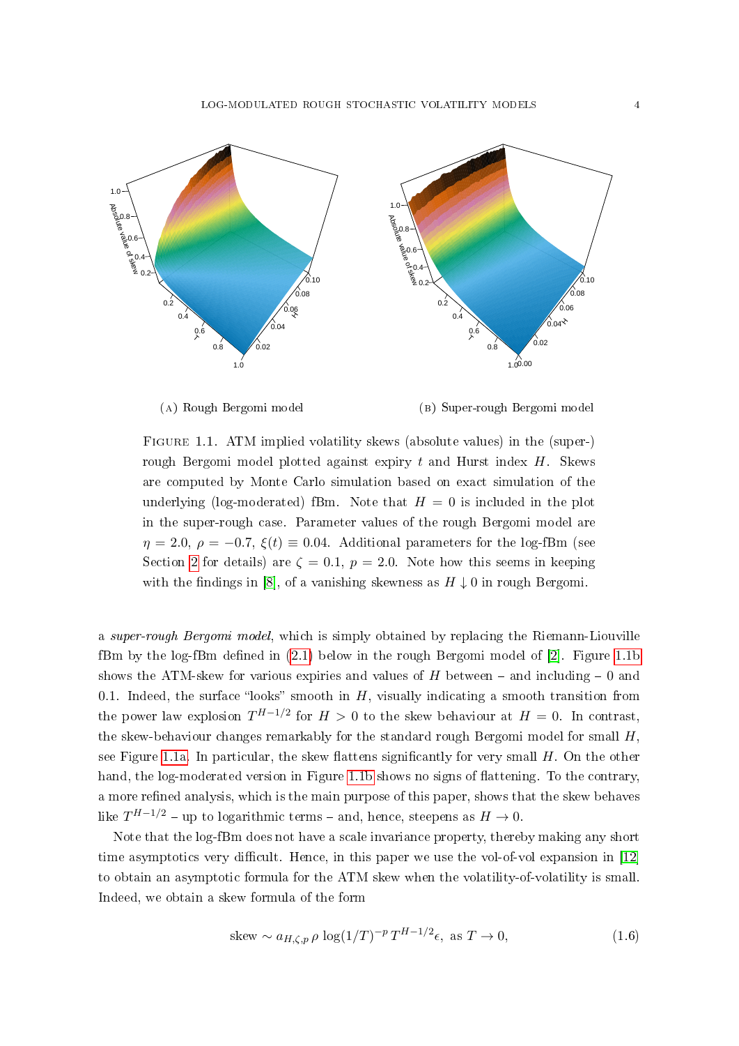(A) Rough Bergomi model

(B) Super-rough Bergomi model

FIGURE 1.1. ATM implied volatility skews (absolute values) in the (super-) rough Bergomi model plotted against expiry $t$ and Hurst index $H$. Skews are computed by Monte Carlo simulation based on exact simulation of the underlying (log-moderated) fBm. Note that $H = 0$ is included in the plot in the super-rough case. Parameter values of the rough Bergomi model are $\eta = 2.0$, $\rho = -0.7$, $\xi(t) \equiv 0.04$. Additional parameters for the log-fBm (see Section 2 for details) are $\zeta = 0.1$, $p = 2.0$. Note how this seems in keeping with the findings in [8], of a vanishing skewness as $H \downarrow 0$ in rough Bergomi.

a *super-rough Bergomi model*, which is simply obtained by replacing the Riemann-Liouville fBm by the log-fBm defined in (2.1) below in the rough Bergomi model of [2]. Figure 1.1b shows the ATM-skew for various expiries and values of $H$ between – and including – 0 and 0.1. Indeed, the surface "looks" smooth in $H$, visually indicating a smooth transition from the power law explosion $T^{H-1/2}$ for $H > 0$ to the skew behaviour at $H = 0$. In contrast, the skew-behaviour changes remarkably for the standard rough Bergomi model for small $H$, see Figure 1.1a. In particular, the skew flattens significantly for very small $H$. On the other hand, the log-moderated version in Figure 1.1b shows no signs of flattening. To the contrary, a more refined analysis, which is the main purpose of this paper, shows that the skew behaves like $T^{H-1/2}$ – up to logarithmic terms – and, hence, steepens as $H \to 0$.

Note that the log-fBm does not have a scale invariance property, thereby making any short time asymptotics very difficult. Hence, in this paper we use the vol-of-vol expansion in [12] to obtain an asymptotic formula for the ATM skew when the volatility-of-volatility is small. Indeed, we obtain a skew formula of the form

$$\text{skew} \sim a_{H,\zeta,p}\, \rho \, \log(1/T)^{-p}\, T^{H-1/2} \epsilon, \text{ as } T \to 0, \tag{1.6}$$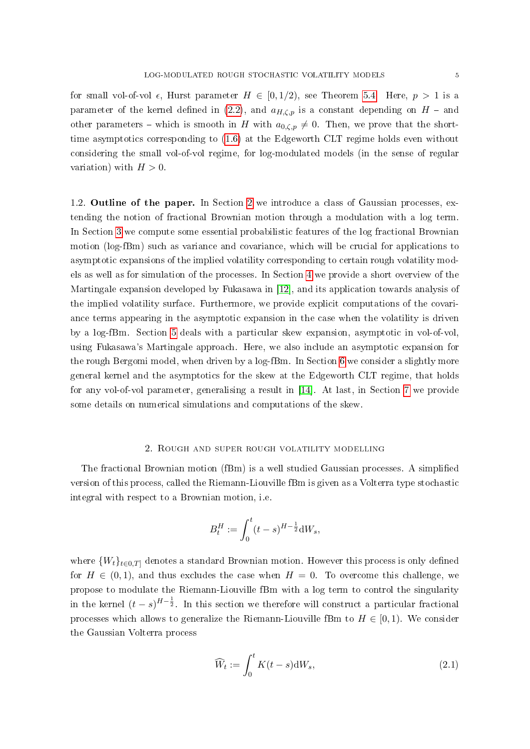for small vol-of-vol $\epsilon$, Hurst parameter $H \in [0, 1/2)$, see Theorem 5.4. Here, $p > 1$ is a parameter of the kernel defined in (2.2), and $a_{H,\zeta,p}$ is a constant depending on $H$ – and other parameters – which is smooth in $H$ with $a_{0,\zeta,p} \neq 0$. Then, we prove that the short-time asymptotics corresponding to (1.6) at the Edgeworth CLT regime holds even without considering the small vol-of-vol regime, for log-modulated models (in the sense of regular variation) with $H > 0$.

1.2. **Outline of the paper.** In Section 2 we introduce a class of Gaussian processes, extending the notion of fractional Brownian motion through a modulation with a log term. In Section 3 we compute some essential probabilistic features of the log fractional Brownian motion (log-fBm) such as variance and covariance, which will be crucial for applications to asymptotic expansions of the implied volatility corresponding to certain rough volatility models as well as for simulation of the processes. In Section 4 we provide a short overview of the Martingale expansion developed by Fukasawa in [12], and its application towards analysis of the implied volatility surface. Furthermore, we provide explicit computations of the covariance terms appearing in the asymptotic expansion in the case when the volatility is driven by a log-fBm. Section 5 deals with a particular skew expansion, asymptotic in vol-of-vol, using Fukasawa's Martingale approach. Here, we also include an asymptotic expansion for the rough Bergomi model, when driven by a log-fBm. In Section 6 we consider a slightly more general kernel and the asymptotics for the skew at the Edgeworth CLT regime, that holds for any vol-of-vol parameter, generalising a result in [14]. At last, in Section 7 we provide some details on numerical simulations and computations of the skew.

## 2. Rough and super rough volatility modelling

The fractional Brownian motion (fBm) is a well studied Gaussian processes. A simplified version of this process, called the Riemann-Liouville fBm is given as a Volterra type stochastic integral with respect to a Brownian motion, i.e.

$$B_t^H := \int_0^t (t-s)^{H-\frac{1}{2}} \mathrm{d}W_s,$$

where $\{W_t\}_{t\in 0,T]}$ denotes a standard Brownian motion. However this process is only defined for $H \in (0, 1)$, and thus excludes the case when $H = 0$. To overcome this challenge, we propose to modulate the Riemann-Liouville fBm with a log term to control the singularity in the kernel $(t-s)^{H-\frac{1}{2}}$. In this section we therefore will construct a particular fractional processes which allows to generalize the Riemann-Liouville fBm to $H \in [0, 1)$. We consider the Gaussian Volterra process

$$\widehat{W}_t := \int_0^t K(t-s)\mathrm{d}W_s, \tag{2.1}$$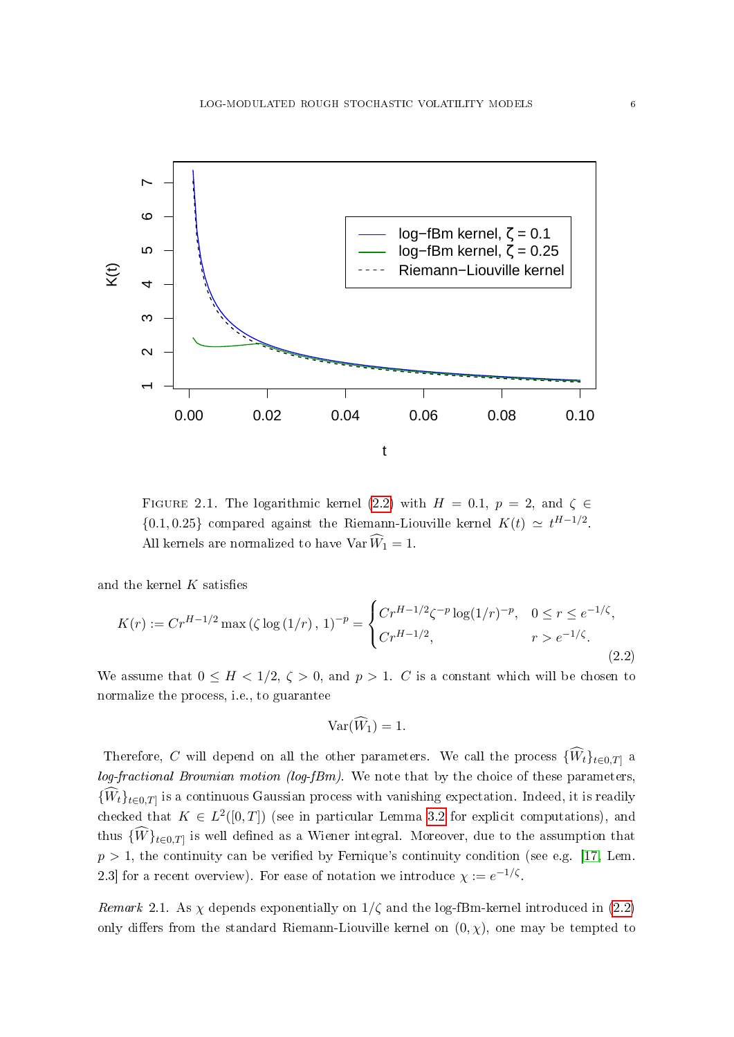FIGURE 2.1. The logarithmic kernel (2.2) with $H = 0.1$, $p = 2$, and $\zeta \in \{0.1, 0.25\}$ compared against the Riemann-Liouville kernel $K(t) \simeq t^{H-1/2}$. All kernels are normalized to have $\operatorname{Var} \widehat{W}_1 = 1$.

and the kernel $K$ satisfies

$$K(r) := Cr^{H-1/2} \max\left(\zeta \log\left(1/r\right),\, 1\right)^{-p} = \begin{cases} Cr^{H-1/2}\zeta^{-p}\log(1/r)^{-p}, & 0 \le r \le e^{-1/\zeta}, \\ Cr^{H-1/2}, & r > e^{-1/\zeta}. \end{cases} \tag{2.2}$$

We assume that $0 \le H < 1/2$, $\zeta > 0$, and $p > 1$. $C$ is a constant which will be chosen to normalize the process, i.e., to guarantee

$$\operatorname{Var}(\widehat{W}_1) = 1.$$

Therefore, $C$ will depend on all the other parameters. We call the process $\{\widehat{W}_t\}_{t\in 0,T]}$ a *log-fractional Brownian motion (log-fBm)*. We note that by the choice of these parameters, $\{\widehat{W}_t\}_{t\in 0,T]}$ is a continuous Gaussian process with vanishing expectation. Indeed, it is readily checked that $K \in L^2([0,T])$ (see in particular Lemma 3.2 for explicit computations), and thus $\{\widehat{W}\}_{t\in 0,T]}$ is well defined as a Wiener integral. Moreover, due to the assumption that $p > 1$, the continuity can be verified by Fernique's continuity condition (see e.g. [17, Lem. 2.3] for a recent overview). For ease of notation we introduce $\chi := e^{-1/\zeta}$.

*Remark* 2.1. As $\chi$ depends exponentially on $1/\zeta$ and the log-fBm-kernel introduced in (2.2) only differs from the standard Riemann-Liouville kernel on $(0, \chi)$, one may be tempted to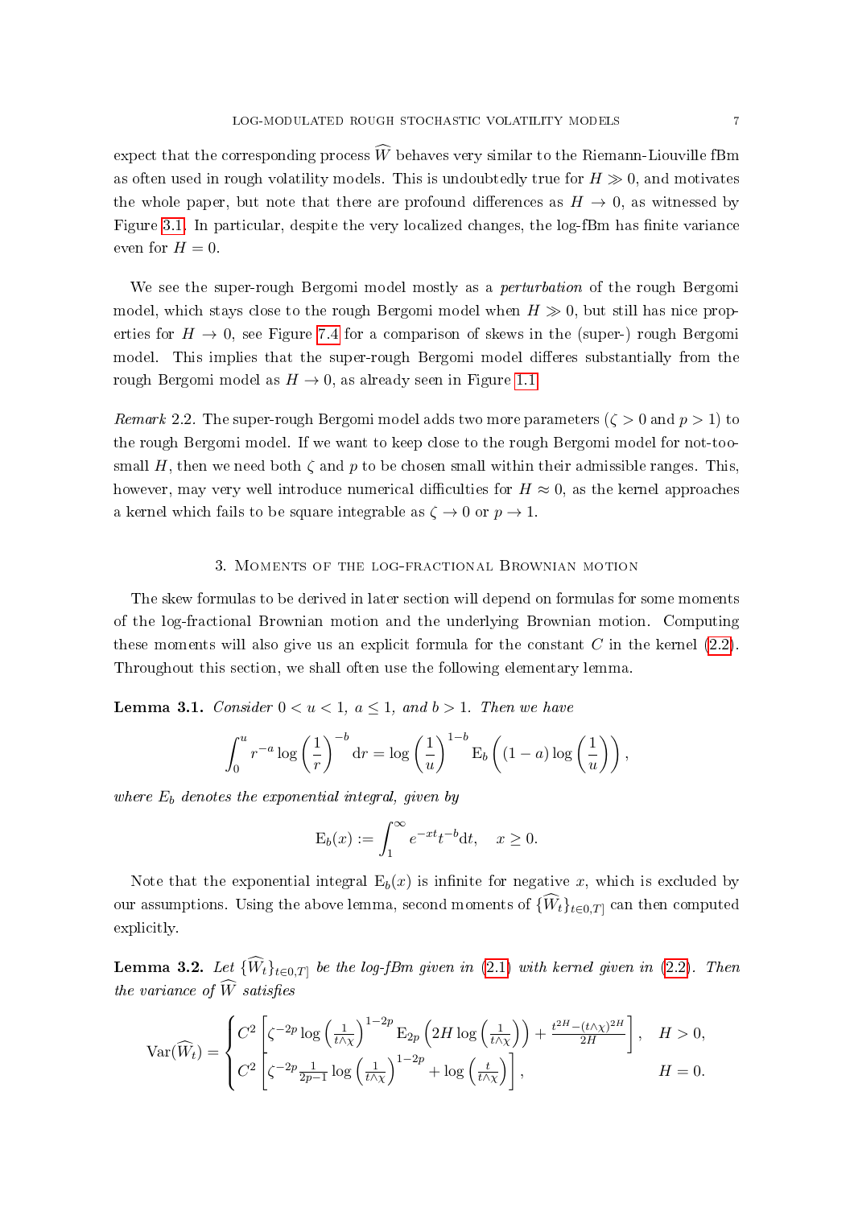expect that the corresponding process $\widehat{W}$ behaves very similar to the Riemann-Liouville fBm as often used in rough volatility models. This is undoubtedly true for $H \gg 0$, and motivates the whole paper, but note that there are profound differences as $H \to 0$, as witnessed by Figure 3.1. In particular, despite the very localized changes, the log-fBm has finite variance even for $H = 0$.

We see the super-rough Bergomi model mostly as a *perturbation* of the rough Bergomi model, which stays close to the rough Bergomi model when $H \gg 0$, but still has nice properties for $H \to 0$, see Figure 7.4 for a comparison of skews in the (super-) rough Bergomi model. This implies that the super-rough Bergomi model differes substantially from the rough Bergomi model as $H \to 0$, as already seen in Figure 1.1.

*Remark* 2.2. The super-rough Bergomi model adds two more parameters ($\zeta > 0$ and $p > 1$) to the rough Bergomi model. If we want to keep close to the rough Bergomi model for not-too-small $H$, then we need both $\zeta$ and $p$ to be chosen small within their admissible ranges. This, however, may very well introduce numerical difficulties for $H \approx 0$, as the kernel approaches a kernel which fails to be square integrable as $\zeta \to 0$ or $p \to 1$.

## 3. Moments of the log-fractional Brownian motion

The skew formulas to be derived in later section will depend on formulas for some moments of the log-fractional Brownian motion and the underlying Brownian motion. Computing these moments will also give us an explicit formula for the constant $C$ in the kernel (2.2). Throughout this section, we shall often use the following elementary lemma.

**Lemma 3.1.** *Consider $0 < u < 1$, $a \leq 1$, and $b > 1$. Then we have*

$$\int_0^u r^{-a} \log\left(\frac{1}{r}\right)^{-b} \mathrm{d}r = \log\left(\frac{1}{u}\right)^{1-b} \mathrm{E}_b\left((1-a)\log\left(\frac{1}{u}\right)\right),$$

*where $\mathrm{E}_b$ denotes the exponential integral, given by*

$$\mathrm{E}_b(x) := \int_1^\infty e^{-xt} t^{-b} \mathrm{d}t, \quad x \geq 0.$$

Note that the exponential integral $\mathrm{E}_b(x)$ is infinite for negative $x$, which is excluded by our assumptions. Using the above lemma, second moments of $\{\widehat{W}_t\}_{t\in 0,T]}$ can then computed explicitly.

**Lemma 3.2.** *Let $\{\widehat{W}_t\}_{t\in 0,T]}$ be the log-fBm given in (2.1) with kernel given in (2.2). Then the variance of $\widehat{W}$ satisfies*

$$\mathrm{Var}(\widehat{W}_t) = \begin{cases} C^2\left[\zeta^{-2p}\log\left(\frac{1}{t\wedge\chi}\right)^{1-2p}\mathrm{E}_{2p}\left(2H\log\left(\frac{1}{t\wedge\chi}\right)\right) + \frac{t^{2H}-(t\wedge\chi)^{2H}}{2H}\right], & H > 0, \\ C^2\left[\zeta^{-2p}\frac{1}{2p-1}\log\left(\frac{1}{t\wedge\chi}\right)^{1-2p} + \log\left(\frac{t}{t\wedge\chi}\right)\right], & H = 0. \end{cases}$$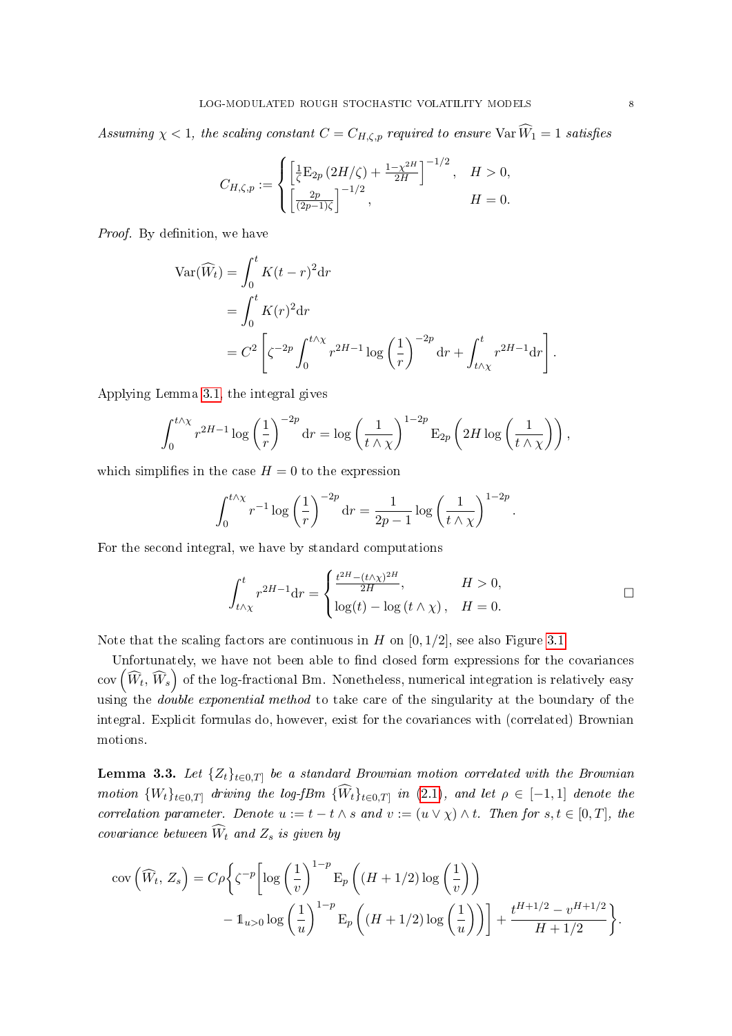*Assuming $\chi < 1$, the scaling constant $C = C_{H,\zeta,p}$ required to ensure $\operatorname{Var} \widehat{W}_1 = 1$ satisfies*

$$
C_{H,\zeta,p} := \begin{cases} \left[\frac{1}{\zeta}\mathrm{E}_{2p}\left(2H/\zeta\right) + \frac{1-\chi^{2H}}{2H}\right]^{-1/2}, & H > 0, \\ \left[\frac{2p}{(2p-1)\zeta}\right]^{-1/2}, & H = 0. \end{cases}
$$

*Proof.* By definition, we have

$$
\begin{aligned}
\operatorname{Var}(\widehat{W}_t) &= \int_0^t K(t-r)^2 \mathrm{d}r \\
&= \int_0^t K(r)^2 \mathrm{d}r \\
&= C^2 \left[\zeta^{-2p} \int_0^{t\wedge\chi} r^{2H-1} \log\left(\frac{1}{r}\right)^{-2p} \mathrm{d}r + \int_{t\wedge\chi}^t r^{2H-1}\mathrm{d}r\right].
\end{aligned}
$$

Applying Lemma 3.1, the integral gives

$$
\int_0^{t\wedge\chi} r^{2H-1} \log\left(\frac{1}{r}\right)^{-2p} \mathrm{d}r = \log\left(\frac{1}{t\wedge\chi}\right)^{1-2p} \mathrm{E}_{2p}\left(2H\log\left(\frac{1}{t\wedge\chi}\right)\right),
$$

which simplifies in the case $H = 0$ to the expression

$$
\int_0^{t\wedge\chi} r^{-1} \log\left(\frac{1}{r}\right)^{-2p} \mathrm{d}r = \frac{1}{2p-1}\log\left(\frac{1}{t\wedge\chi}\right)^{1-2p}.
$$

For the second integral, we have by standard computations

$$
\int_{t\wedge\chi}^t r^{2H-1}\mathrm{d}r = \begin{cases} \frac{t^{2H}-(t\wedge\chi)^{2H}}{2H}, & H > 0, \\ \log(t) - \log(t\wedge\chi), & H = 0. \end{cases}
$$

□

Note that the scaling factors are continuous in $H$ on $[0, 1/2]$, see also Figure 3.1.

Unfortunately, we have not been able to find closed form expressions for the covariances $\operatorname{cov}\left(\widehat{W}_t, \widehat{W}_s\right)$ of the log-fractional Bm. Nonetheless, numerical integration is relatively easy using the *double exponential method* to take care of the singularity at the boundary of the integral. Explicit formulas do, however, exist for the covariances with (correlated) Brownian motions.

**Lemma 3.3.** *Let $\{Z_t\}_{t\in 0,T]}$ be a standard Brownian motion correlated with the Brownian motion $\{W_t\}_{t\in 0,T]}$ driving the log-fBm $\{\widehat{W}_t\}_{t\in 0,T]}$ in (2.1), and let $\rho \in [-1, 1]$ denote the correlation parameter. Denote $u := t - t\wedge s$ and $v := (u \vee \chi) \wedge t$. Then for $s, t \in [0, T]$, the covariance between $\widehat{W}_t$ and $Z_s$ is given by*

$$
\begin{aligned}
\operatorname{cov}\left(\widehat{W}_t, Z_s\right) = C\rho\Bigg\{&\zeta^{-p}\Bigg[\log\left(\frac{1}{v}\right)^{1-p} \mathrm{E}_p\left((H+1/2)\log\left(\frac{1}{v}\right)\right) \\
&- \mathbb{1}_{u>0}\log\left(\frac{1}{u}\right)^{1-p} \mathrm{E}_p\left((H+1/2)\log\left(\frac{1}{u}\right)\right)\Bigg] + \frac{t^{H+1/2} - v^{H+1/2}}{H+1/2}\Bigg\}.
\end{aligned}
$$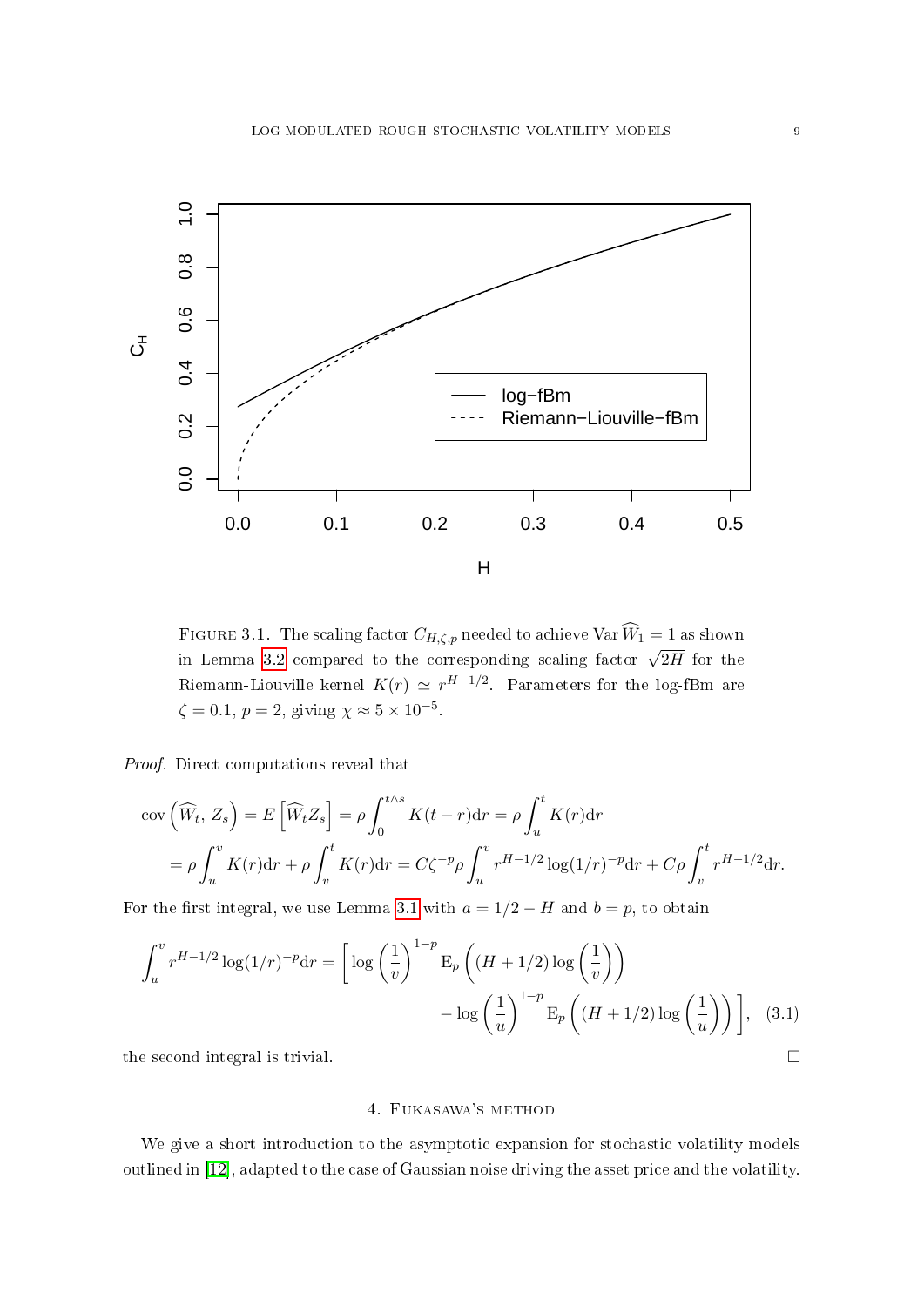FIGURE 3.1. The scaling factor $C_{H,\zeta,p}$ needed to achieve $\operatorname{Var} \widehat{W}_1 = 1$ as shown in Lemma 3.2 compared to the corresponding scaling factor $\sqrt{2H}$ for the Riemann-Liouville kernel $K(r) \simeq r^{H-1/2}$. Parameters for the log-fBm are $\zeta = 0.1$, $p = 2$, giving $\chi \approx 5 \times 10^{-5}$.

*Proof.* Direct computations reveal that

$$
\begin{aligned}
\operatorname{cov}\left(\widehat{W}_t, Z_s\right) &= E\left[\widehat{W}_t Z_s\right] = \rho \int_0^{t \wedge s} K(t-r)\mathrm{d}r = \rho \int_u^t K(r)\mathrm{d}r \\
&= \rho \int_u^v K(r)\mathrm{d}r + \rho \int_v^t K(r)\mathrm{d}r = C\zeta^{-p}\rho \int_u^v r^{H-1/2}\log(1/r)^{-p}\mathrm{d}r + C\rho \int_v^t r^{H-1/2}\mathrm{d}r.
\end{aligned}
$$

For the first integral, we use Lemma 3.1 with $a = 1/2 - H$ and $b = p$, to obtain

$$
\begin{aligned}
\int_u^v r^{H-1/2}\log(1/r)^{-p}\mathrm{d}r = \Bigg[ \log\left(\frac{1}{v}\right)^{1-p} &\mathrm{E}_p\left((H+1/2)\log\left(\frac{1}{v}\right)\right) \\
&- \log\left(\frac{1}{u}\right)^{1-p}\mathrm{E}_p\left((H+1/2)\log\left(\frac{1}{u}\right)\right)\Bigg], \quad (3.1)
\end{aligned}
$$

the second integral is trivial. □

## 4. Fukasawa's method

We give a short introduction to the asymptotic expansion for stochastic volatility models outlined in [12], adapted to the case of Gaussian noise driving the asset price and the volatility.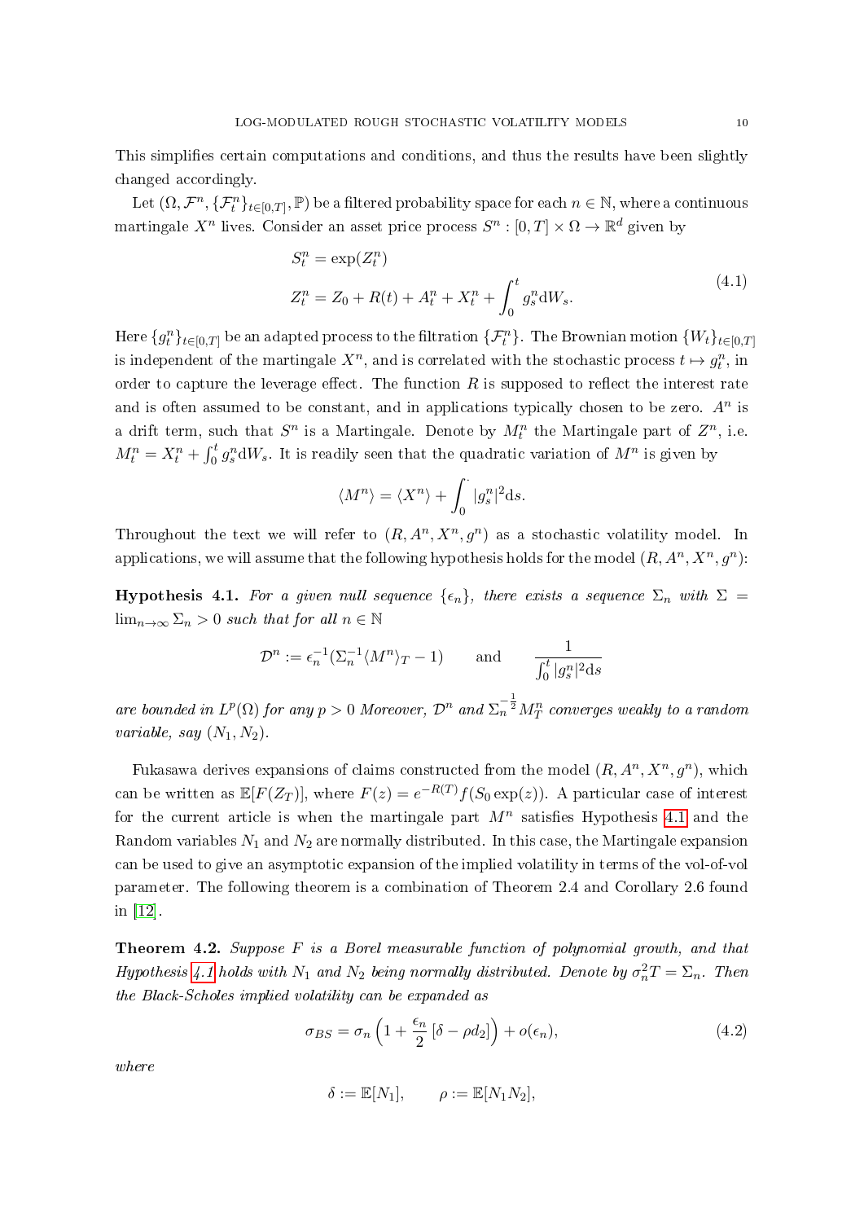This simplifies certain computations and conditions, and thus the results have been slightly changed accordingly.

Let $(\Omega, \mathcal{F}^n, \{\mathcal{F}^n_t\}_{t\in[0,T]}, \mathbb{P})$ be a filtered probability space for each $n \in \mathbb{N}$, where a continuous martingale $X^n$ lives. Consider an asset price process $S^n : [0,T] \times \Omega \to \mathbb{R}^d$ given by

$$
\begin{aligned}
S^n_t &= \exp(Z^n_t) \\
Z^n_t &= Z_0 + R(t) + A^n_t + X^n_t + \int_0^t g^n_s \mathrm{d}W_s.
\end{aligned}
\tag{4.1}
$$

Here $\{g^n_t\}_{t\in[0,T]}$ be an adapted process to the filtration $\{\mathcal{F}^n_t\}$. The Brownian motion $\{W_t\}_{t\in[0,T]}$ is independent of the martingale $X^n$, and is correlated with the stochastic process $t \mapsto g^n_t$, in order to capture the leverage effect. The function $R$ is supposed to reflect the interest rate and is often assumed to be constant, and in applications typically chosen to be zero. $A^n$ is a drift term, such that $S^n$ is a Martingale. Denote by $M^n_t$ the Martingale part of $Z^n$, i.e. $M^n_t = X^n_t + \int_0^t g^n_s \mathrm{d}W_s$. It is readily seen that the quadratic variation of $M^n$ is given by

$$
\langle M^n \rangle = \langle X^n \rangle + \int_0^{\cdot} |g^n_s|^2 \mathrm{d}s.
$$

Throughout the text we will refer to $(R, A^n, X^n, g^n)$ as a stochastic volatility model. In applications, we will assume that the following hypothesis holds for the model $(R, A^n, X^n, g^n)$:

**Hypothesis 4.1.** *For a given null sequence $\{\epsilon_n\}$, there exists a sequence $\Sigma_n$ with $\Sigma = \lim_{n\to\infty} \Sigma_n > 0$ such that for all $n \in \mathbb{N}$*

$$
\mathcal{D}^n := \epsilon_n^{-1}(\Sigma_n^{-1}\langle M^n\rangle_T - 1) \qquad \text{and} \qquad \frac{1}{\int_0^t |g^n_s|^2 \mathrm{d}s}
$$

*are bounded in $L^p(\Omega)$ for any $p > 0$ Moreover, $\mathcal{D}^n$ and $\Sigma_n^{-\frac{1}{2}} M^n_T$ converges weakly to a random variable, say $(N_1, N_2)$.*

Fukasawa derives expansions of claims constructed from the model $(R, A^n, X^n, g^n)$, which can be written as $\mathbb{E}[F(Z_T)]$, where $F(z) = e^{-R(T)} f(S_0 \exp(z))$. A particular case of interest for the current article is when the martingale part $M^n$ satisfies Hypothesis 4.1 and the Random variables $N_1$ and $N_2$ are normally distributed. In this case, the Martingale expansion can be used to give an asymptotic expansion of the implied volatility in terms of the vol-of-vol parameter. The following theorem is a combination of Theorem 2.4 and Corollary 2.6 found in [12].

**Theorem 4.2.** *Suppose $F$ is a Borel measurable function of polynomial growth, and that Hypothesis 4.1 holds with $N_1$ and $N_2$ being normally distributed. Denote by $\sigma_n^2 T = \Sigma_n$. Then the Black-Scholes implied volatility can be expanded as*

$$
\sigma_{BS} = \sigma_n \left(1 + \frac{\epsilon_n}{2}\left[\delta - \rho d_2\right]\right) + o(\epsilon_n),
\tag{4.2}
$$

*where*

$$
\delta := \mathbb{E}[N_1], \qquad \rho := \mathbb{E}[N_1 N_2],
$$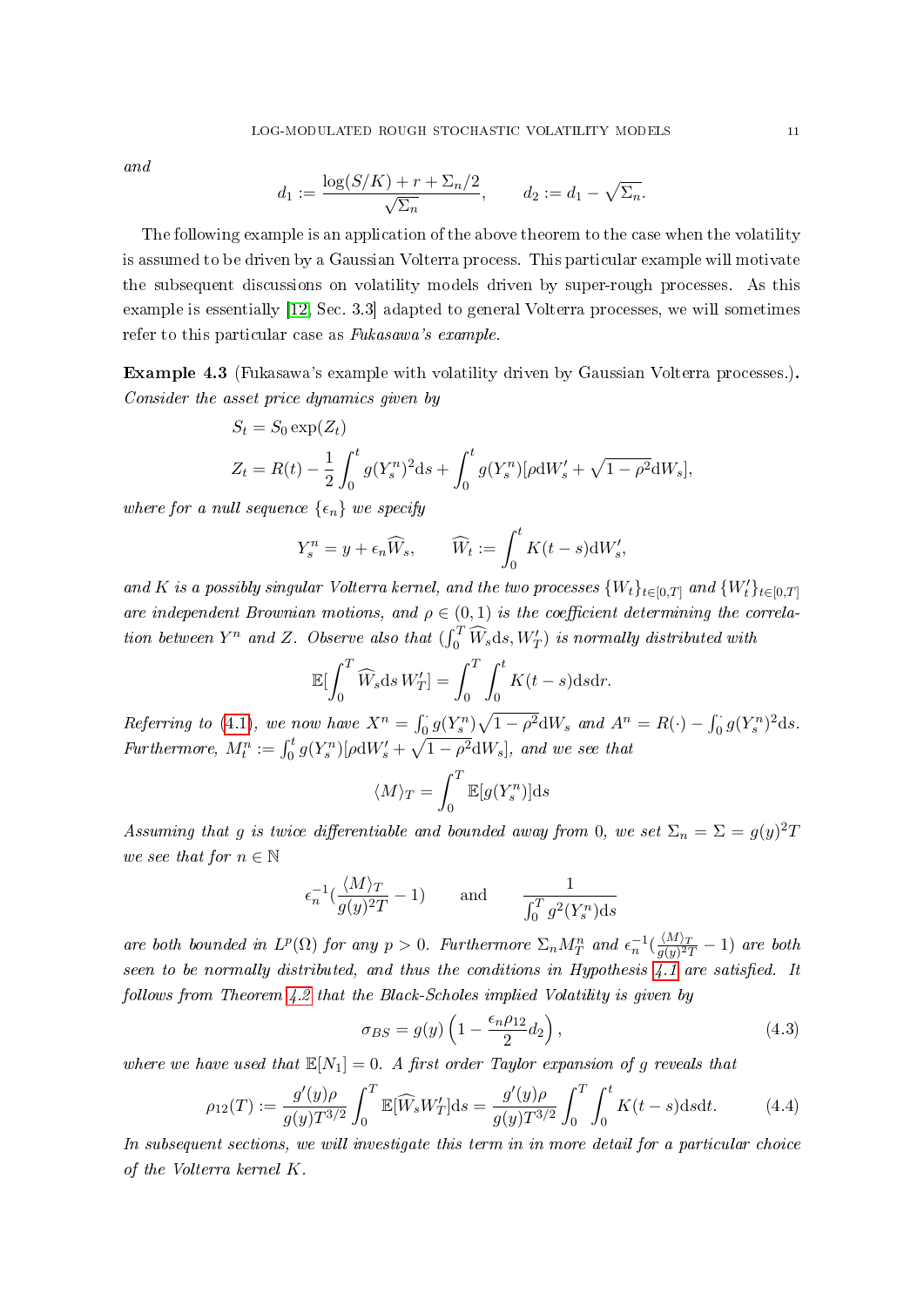and

$$d_1 := \frac{\log(S/K) + r + \Sigma_n/2}{\sqrt{\Sigma_n}}, \qquad d_2 := d_1 - \sqrt{\Sigma_n}.$$

The following example is an application of the above theorem to the case when the volatility is assumed to be driven by a Gaussian Volterra process. This particular example will motivate the subsequent discussions on volatility models driven by super-rough processes. As this example is essentially [12, Sec. 3.3] adapted to general Volterra processes, we will sometimes refer to this particular case as *Fukasawa's example*.

**Example 4.3** (Fukasawa's example with volatility driven by Gaussian Volterra processes.). *Consider the asset price dynamics given by*

$$S_t = S_0 \exp(Z_t)$$
$$Z_t = R(t) - \frac{1}{2}\int_0^t g(Y_s^n)^2 \mathrm{d}s + \int_0^t g(Y_s^n)[\rho \mathrm{d}W_s' + \sqrt{1-\rho^2}\mathrm{d}W_s],$$

*where for a null sequence $\{\epsilon_n\}$ we specify*

$$Y_s^n = y + \epsilon_n \widehat{W}_s, \qquad \widehat{W}_t := \int_0^t K(t-s)\mathrm{d}W_s',$$

*and $K$ is a possibly singular Volterra kernel, and the two processes $\{W_t\}_{t\in[0,T]}$ and $\{W_t'\}_{t\in[0,T]}$ are independent Brownian motions, and $\rho \in (0,1)$ is the coefficient determining the correlation between $Y^n$ and $Z$. Observe also that $(\int_0^T \widehat{W}_s \mathrm{d}s, W_T')$ is normally distributed with*

$$\mathbb{E}[\int_0^T \widehat{W}_s \mathrm{d}s \, W_T'] = \int_0^T \int_0^t K(t-s)\mathrm{d}s\mathrm{d}r.$$

*Referring to (4.1), we now have $X^n = \int_0^\cdot g(Y_s^n)\sqrt{1-\rho^2}\mathrm{d}W_s$ and $A^n = R(\cdot) - \int_0^\cdot g(Y_s^n)^2 \mathrm{d}s$. Furthermore, $M_t^n := \int_0^t g(Y_s^n)[\rho \mathrm{d}W_s' + \sqrt{1-\rho^2}\mathrm{d}W_s]$, and we see that*

$$\langle M \rangle_T = \int_0^T \mathbb{E}[g(Y_s^n)]\mathrm{d}s$$

*Assuming that $g$ is twice differentiable and bounded away from 0, we set $\Sigma_n = \Sigma = g(y)^2 T$ we see that for $n \in \mathbb{N}$*

$$\epsilon_n^{-1}\left(\frac{\langle M \rangle_T}{g(y)^2 T} - 1\right) \qquad \text{and} \qquad \frac{1}{\int_0^T g^2(Y_s^n)\mathrm{d}s}$$

*are both bounded in $L^p(\Omega)$ for any $p > 0$. Furthermore $\Sigma_n M_T^n$ and $\epsilon_n^{-1}(\frac{\langle M \rangle_T}{g(y)^2 T} - 1)$ are both seen to be normally distributed, and thus the conditions in Hypothesis 4.1 are satisfied. It follows from Theorem 4.2 that the Black-Scholes implied Volatility is given by*

$$\sigma_{BS} = g(y)\left(1 - \frac{\epsilon_n \rho_{12}}{2} d_2\right), \tag{4.3}$$

*where we have used that $\mathbb{E}[N_1] = 0$. A first order Taylor expansion of $g$ reveals that*

$$\rho_{12}(T) := \frac{g'(y)\rho}{g(y)T^{3/2}} \int_0^T \mathbb{E}[\widehat{W}_s W_T']\mathrm{d}s = \frac{g'(y)\rho}{g(y)T^{3/2}} \int_0^T \int_0^t K(t-s)\mathrm{d}s\mathrm{d}t. \tag{4.4}$$

*In subsequent sections, we will investigate this term in in more detail for a particular choice of the Volterra kernel $K$.*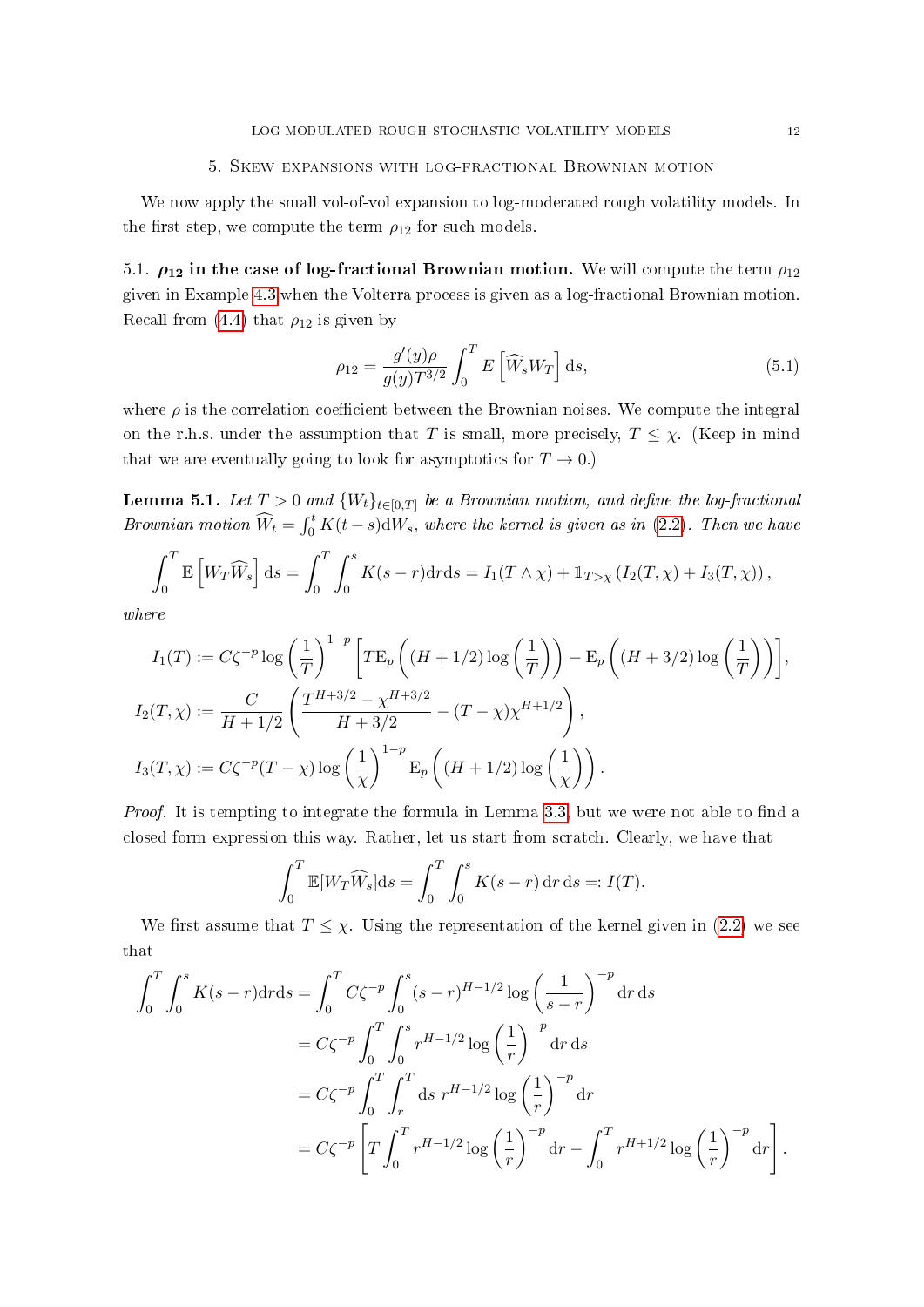## 5. Skew expansions with log-fractional Brownian motion

We now apply the small vol-of-vol expansion to log-moderated rough volatility models. In the first step, we compute the term $\rho_{12}$ for such models.

### 5.1. $\rho_{12}$ in the case of log-fractional Brownian motion.

We will compute the term $\rho_{12}$ given in Example 4.3 when the Volterra process is given as a log-fractional Brownian motion. Recall from (4.4) that $\rho_{12}$ is given by

$$\rho_{12} = \frac{g'(y)\rho}{g(y)T^{3/2}} \int_0^T E\left[\widehat{W}_s W_T\right] \mathrm{d}s, \tag{5.1}$$

where $\rho$ is the correlation coefficient between the Brownian noises. We compute the integral on the r.h.s. under the assumption that $T$ is small, more precisely, $T \leq \chi$. (Keep in mind that we are eventually going to look for asymptotics for $T \to 0$.)

**Lemma 5.1.** *Let $T > 0$ and $\{W_t\}_{t\in[0,T]}$ be a Brownian motion, and define the log-fractional Brownian motion $\widehat{W}_t = \int_0^t K(t-s)\mathrm{d}W_s$, where the kernel is given as in (2.2). Then we have*

$$\int_0^T \mathbb{E}\left[W_T \widehat{W}_s\right] \mathrm{d}s = \int_0^T \int_0^s K(s-r)\mathrm{d}r\mathrm{d}s = I_1(T \wedge \chi) + \mathbb{1}_{T>\chi}\left(I_2(T,\chi) + I_3(T,\chi)\right),$$

*where*

$$I_1(T) := C\zeta^{-p} \log\left(\frac{1}{T}\right)^{1-p} \left[T\mathrm{E}_p\left((H+1/2)\log\left(\frac{1}{T}\right)\right) - \mathrm{E}_p\left((H+3/2)\log\left(\frac{1}{T}\right)\right)\right],$$

$$I_2(T,\chi) := \frac{C}{H+1/2}\left(\frac{T^{H+3/2} - \chi^{H+3/2}}{H+3/2} - (T-\chi)\chi^{H+1/2}\right),$$

$$I_3(T,\chi) := C\zeta^{-p}(T-\chi)\log\left(\frac{1}{\chi}\right)^{1-p} \mathrm{E}_p\left((H+1/2)\log\left(\frac{1}{\chi}\right)\right).$$

*Proof.* It is tempting to integrate the formula in Lemma 3.3, but we were not able to find a closed form expression this way. Rather, let us start from scratch. Clearly, we have that

$$\int_0^T \mathbb{E}[W_T\widehat{W}_s]\mathrm{d}s = \int_0^T \int_0^s K(s-r)\,\mathrm{d}r\,\mathrm{d}s =: I(T).$$

We first assume that $T \leq \chi$. Using the representation of the kernel given in (2.2) we see that

$$\begin{aligned}
\int_0^T \int_0^s K(s-r)\mathrm{d}r\mathrm{d}s &= \int_0^T C\zeta^{-p} \int_0^s (s-r)^{H-1/2} \log\left(\frac{1}{s-r}\right)^{-p} \mathrm{d}r\,\mathrm{d}s \\
&= C\zeta^{-p} \int_0^T \int_0^s r^{H-1/2} \log\left(\frac{1}{r}\right)^{-p} \mathrm{d}r\,\mathrm{d}s \\
&= C\zeta^{-p} \int_0^T \int_r^T \mathrm{d}s\; r^{H-1/2} \log\left(\frac{1}{r}\right)^{-p} \mathrm{d}r \\
&= C\zeta^{-p} \left[T \int_0^T r^{H-1/2} \log\left(\frac{1}{r}\right)^{-p} \mathrm{d}r - \int_0^T r^{H+1/2} \log\left(\frac{1}{r}\right)^{-p} \mathrm{d}r\right].
\end{aligned}$$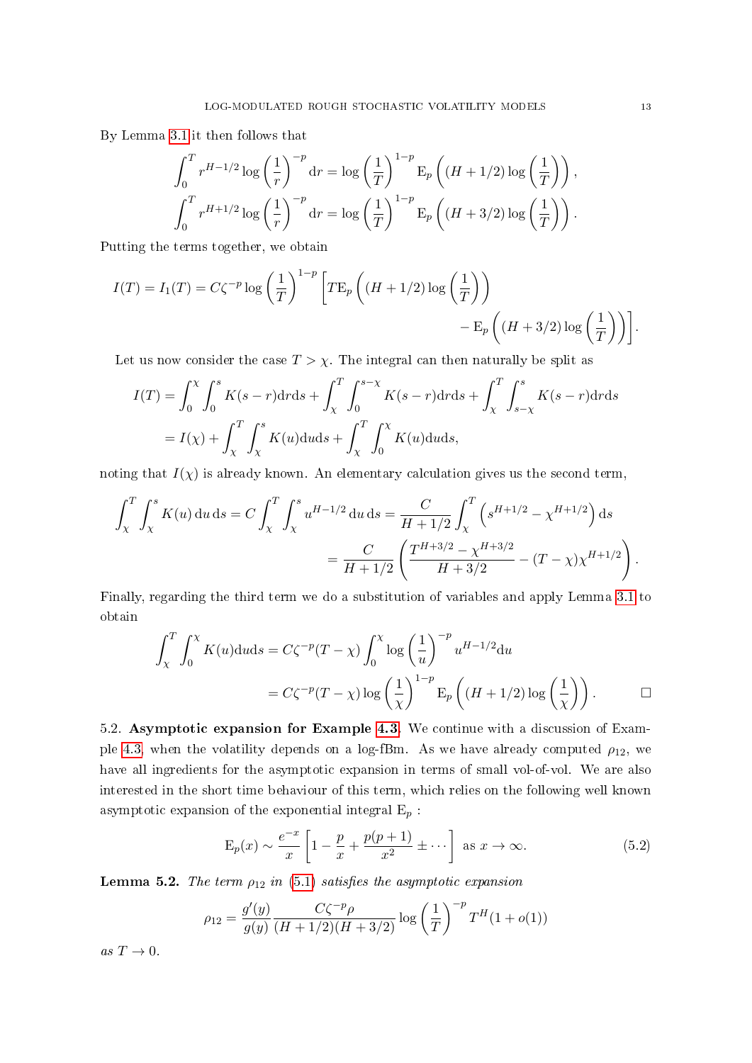By Lemma 3.1 it then follows that

$$\int_0^T r^{H-1/2} \log\left(\frac{1}{r}\right)^{-p} \mathrm{d}r = \log\left(\frac{1}{T}\right)^{1-p} \mathrm{E}_p\left((H+1/2)\log\left(\frac{1}{T}\right)\right),$$

$$\int_0^T r^{H+1/2} \log\left(\frac{1}{r}\right)^{-p} \mathrm{d}r = \log\left(\frac{1}{T}\right)^{1-p} \mathrm{E}_p\left((H+3/2)\log\left(\frac{1}{T}\right)\right).$$

Putting the terms together, we obtain

$$I(T) = I_1(T) = C\zeta^{-p} \log\left(\frac{1}{T}\right)^{1-p} \left[T\mathrm{E}_p\left((H+1/2)\log\left(\frac{1}{T}\right)\right) - \mathrm{E}_p\left((H+3/2)\log\left(\frac{1}{T}\right)\right)\right].$$

Let us now consider the case $T > \chi$. The integral can then naturally be split as

$$\begin{aligned}
I(T) &= \int_0^\chi \int_0^s K(s-r)\mathrm{d}r\mathrm{d}s + \int_\chi^T \int_0^{s-\chi} K(s-r)\mathrm{d}r\mathrm{d}s + \int_\chi^T \int_{s-\chi}^s K(s-r)\mathrm{d}r\mathrm{d}s \\
&= I(\chi) + \int_\chi^T \int_\chi^s K(u)\mathrm{d}u\mathrm{d}s + \int_\chi^T \int_0^\chi K(u)\mathrm{d}u\mathrm{d}s,
\end{aligned}$$

noting that $I(\chi)$ is already known. An elementary calculation gives us the second term,

$$\begin{aligned}
\int_\chi^T \int_\chi^s K(u)\,\mathrm{d}u\,\mathrm{d}s = C \int_\chi^T \int_\chi^s u^{H-1/2}\,\mathrm{d}u\,\mathrm{d}s &= \frac{C}{H+1/2} \int_\chi^T \left(s^{H+1/2} - \chi^{H+1/2}\right)\mathrm{d}s \\
&= \frac{C}{H+1/2}\left(\frac{T^{H+3/2} - \chi^{H+3/2}}{H+3/2} - (T-\chi)\chi^{H+1/2}\right).
\end{aligned}$$

Finally, regarding the third term we do a substitution of variables and apply Lemma 3.1 to obtain

$$\begin{aligned}
\int_\chi^T \int_0^\chi K(u)\mathrm{d}u\mathrm{d}s &= C\zeta^{-p}(T-\chi) \int_0^\chi \log\left(\frac{1}{u}\right)^{-p} u^{H-1/2}\mathrm{d}u \\
&= C\zeta^{-p}(T-\chi) \log\left(\frac{1}{\chi}\right)^{1-p} \mathrm{E}_p\left((H+1/2)\log\left(\frac{1}{\chi}\right)\right). \qquad \square
\end{aligned}$$

5.2. **Asymptotic expansion for Example 4.3.** We continue with a discussion of Example 4.3, when the volatility depends on a log-fBm. As we have already computed $\rho_{12}$, we have all ingredients for the asymptotic expansion in terms of small vol-of-vol. We are also interested in the short time behaviour of this term, which relies on the following well known asymptotic expansion of the exponential integral $\mathrm{E}_p$ :

$$\mathrm{E}_p(x) \sim \frac{e^{-x}}{x}\left[1 - \frac{p}{x} + \frac{p(p+1)}{x^2} \pm \cdots\right] \text{ as } x \to \infty. \tag{5.2}$$

**Lemma 5.2.** *The term $\rho_{12}$ in (5.1) satisfies the asymptotic expansion*

$$\rho_{12} = \frac{g'(y)}{g(y)} \frac{C\zeta^{-p}\rho}{(H+1/2)(H+3/2)} \log\left(\frac{1}{T}\right)^{-p} T^H(1+o(1))$$

*as $T \to 0$.*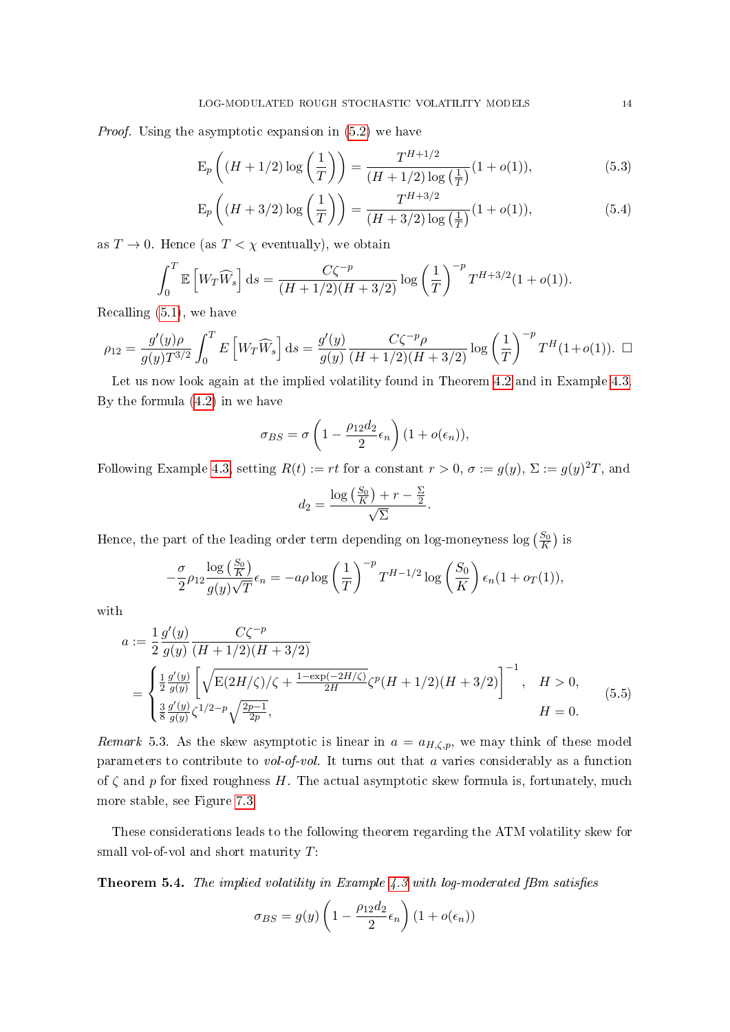*Proof.* Using the asymptotic expansion in (5.2) we have

$$\mathrm{E}_p\left((H+1/2)\log\left(\frac{1}{T}\right)\right) = \frac{T^{H+1/2}}{(H+1/2)\log\left(\frac{1}{T}\right)}(1+o(1)), \tag{5.3}$$

$$\mathrm{E}_p\left((H+3/2)\log\left(\frac{1}{T}\right)\right) = \frac{T^{H+3/2}}{(H+3/2)\log\left(\frac{1}{T}\right)}(1+o(1)), \tag{5.4}$$

as $T \to 0$. Hence (as $T < \chi$ eventually), we obtain

$$\int_0^T \mathbb{E}\left[W_T \widehat{W}_s\right] \mathrm{d}s = \frac{C\zeta^{-p}}{(H+1/2)(H+3/2)} \log\left(\frac{1}{T}\right)^{-p} T^{H+3/2}(1+o(1)).$$

Recalling (5.1), we have

$$\rho_{12} = \frac{g'(y)\rho}{g(y)T^{3/2}} \int_0^T E\left[W_T \widehat{W}_s\right] \mathrm{d}s = \frac{g'(y)}{g(y)} \frac{C\zeta^{-p}\rho}{(H+1/2)(H+3/2)} \log\left(\frac{1}{T}\right)^{-p} T^H (1+o(1)). \quad \square$$

Let us now look again at the implied volatility found in Theorem 4.2 and in Example 4.3. By the formula (4.2) in we have

$$\sigma_{BS} = \sigma\left(1 - \frac{\rho_{12} d_2}{2}\epsilon_n\right)(1+o(\epsilon_n)),$$

Following Example 4.3, setting $R(t) := rt$ for a constant $r > 0$, $\sigma := g(y)$, $\Sigma := g(y)^2 T$, and

$$d_2 = \frac{\log\left(\frac{S_0}{K}\right) + r - \frac{\Sigma}{2}}{\sqrt{\Sigma}}.$$

Hence, the part of the leading order term depending on log-moneyness $\log\left(\frac{S_0}{K}\right)$ is

$$-\frac{\sigma}{2}\rho_{12}\frac{\log\left(\frac{S_0}{K}\right)}{g(y)\sqrt{T}}\epsilon_n = -a\rho \log\left(\frac{1}{T}\right)^{-p} T^{H-1/2} \log\left(\frac{S_0}{K}\right)\epsilon_n (1+o_T(1)),$$

with

$$\begin{aligned} a &:= \frac{1}{2}\frac{g'(y)}{g(y)} \frac{C\zeta^{-p}}{(H+1/2)(H+3/2)} \\ &= \begin{cases} \frac{1}{2}\frac{g'(y)}{g(y)}\left[\sqrt{\mathrm{E}(2H/\zeta)/\zeta + \frac{1-\exp(-2H/\zeta)}{2H}}\zeta^p (H+1/2)(H+3/2)\right]^{-1}, & H > 0, \\ \frac{3}{8}\frac{g'(y)}{g(y)}\zeta^{1/2-p}\sqrt{\frac{2p-1}{2p}}, & H = 0. \end{cases} \end{aligned} \tag{5.5}$$

*Remark* 5.3. As the skew asymptotic is linear in $a = a_{H,\zeta,p}$, we may think of these model parameters to contribute to *vol-of-vol*. It turns out that $a$ varies considerably as a function of $\zeta$ and $p$ for fixed roughness $H$. The actual asymptotic skew formula is, fortunately, much more stable, see Figure 7.3.

These considerations leads to the following theorem regarding the ATM volatility skew for small vol-of-vol and short maturity $T$:

**Theorem 5.4.** *The implied volatility in Example 4.3 with log-moderated fBm satisfies*

$$\sigma_{BS} = g(y)\left(1 - \frac{\rho_{12} d_2}{2}\epsilon_n\right)(1+o(\epsilon_n))$$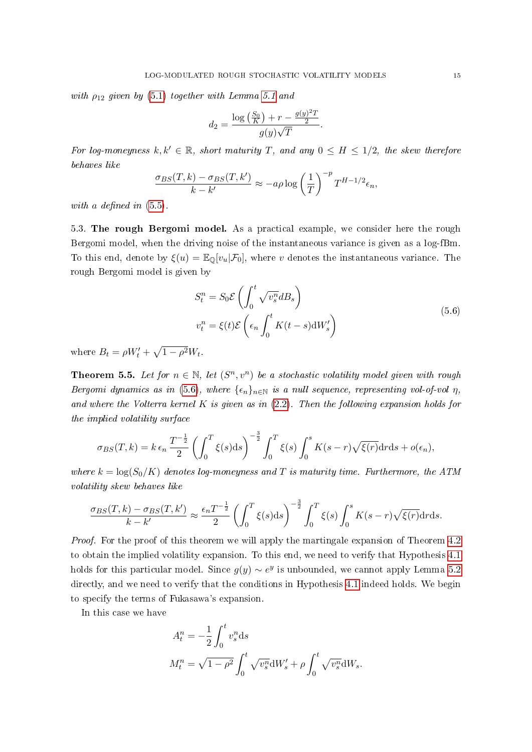*with* $\rho_{12}$ *given by* (5.1) *together with Lemma* 5.1 *and*

$$d_2 = \frac{\log\left(\frac{S_0}{K}\right) + r - \frac{g(y)^2 T}{2}}{g(y)\sqrt{T}}.$$

*For log-moneyness* $k, k' \in \mathbb{R}$*, short maturity* $T$*, and any* $0 \leq H \leq 1/2$*, the skew therefore behaves like*

$$\frac{\sigma_{BS}(T,k) - \sigma_{BS}(T,k')}{k - k'} \approx -a\rho \log\left(\frac{1}{T}\right)^{-p} T^{H-1/2}\epsilon_n,$$

*with* $a$ *defined in* (5.5)*.*

5.3. **The rough Bergomi model.** As a practical example, we consider here the rough Bergomi model, when the driving noise of the instantaneous variance is given as a log-fBm. To this end, denote by $\xi(u) = \mathbb{E}_{\mathbb{Q}}[v_u|\mathcal{F}_0]$, where $v$ denotes the instantaneous variance. The rough Bergomi model is given by

$$\begin{aligned} S_t^n &= S_0 \mathcal{E}\left(\int_0^t \sqrt{v_s^n} dB_s\right) \\ v_t^n &= \xi(t)\mathcal{E}\left(\epsilon_n \int_0^t K(t-s) \mathrm{d}W_s'\right) \end{aligned} \tag{5.6}$$

where $B_t = \rho W_t' + \sqrt{1-\rho^2} W_t$.

**Theorem 5.5.** *Let for* $n \in \mathbb{N}$*, let* $(S^n, v^n)$ *be a stochastic volatility model given with rough Bergomi dynamics as in* (5.6)*, where* $\{\epsilon_n\}_{n\in\mathbb{N}}$ *is a null sequence, representing vol-of-vol* $\eta$*, and where the Volterra kernel* $K$ *is given as in* (2.2)*. Then the following expansion holds for the implied volatility surface*

$$\sigma_{BS}(T,k) = k\,\epsilon_n \frac{T^{-\frac{1}{2}}}{2}\left(\int_0^T \xi(s)\mathrm{d}s\right)^{-\frac{3}{2}} \int_0^T \xi(s)\int_0^s K(s-r)\sqrt{\xi(r)}\mathrm{d}r\mathrm{d}s + o(\epsilon_n),$$

*where* $k = \log(S_0/K)$ *denotes log-moneyness and* $T$ *is maturity time. Furthermore, the ATM volatility skew behaves like*

$$\frac{\sigma_{BS}(T,k) - \sigma_{BS}(T,k')}{k-k'} \approx \frac{\epsilon_n T^{-\frac{1}{2}}}{2}\left(\int_0^T \xi(s)\mathrm{d}s\right)^{-\frac{3}{2}} \int_0^T \xi(s)\int_0^s K(s-r)\sqrt{\xi(r)}\mathrm{d}r\mathrm{d}s.$$

*Proof.* For the proof of this theorem we will apply the martingale expansion of Theorem 4.2 to obtain the implied volatility expansion. To this end, we need to verify that Hypothesis 4.1 holds for this particular model. Since $g(y) \sim e^y$ is unbounded, we cannot apply Lemma 5.2 directly, and we need to verify that the conditions in Hypothesis 4.1 indeed holds. We begin to specify the terms of Fukasawa's expansion.

In this case we have

$$\begin{aligned} A_t^n &= -\frac{1}{2}\int_0^t v_s^n \mathrm{d}s \\ M_t^n &= \sqrt{1-\rho^2}\int_0^t \sqrt{v_s^n}\mathrm{d}W_s' + \rho\int_0^t \sqrt{v_s^n}\mathrm{d}W_s. \end{aligned}$$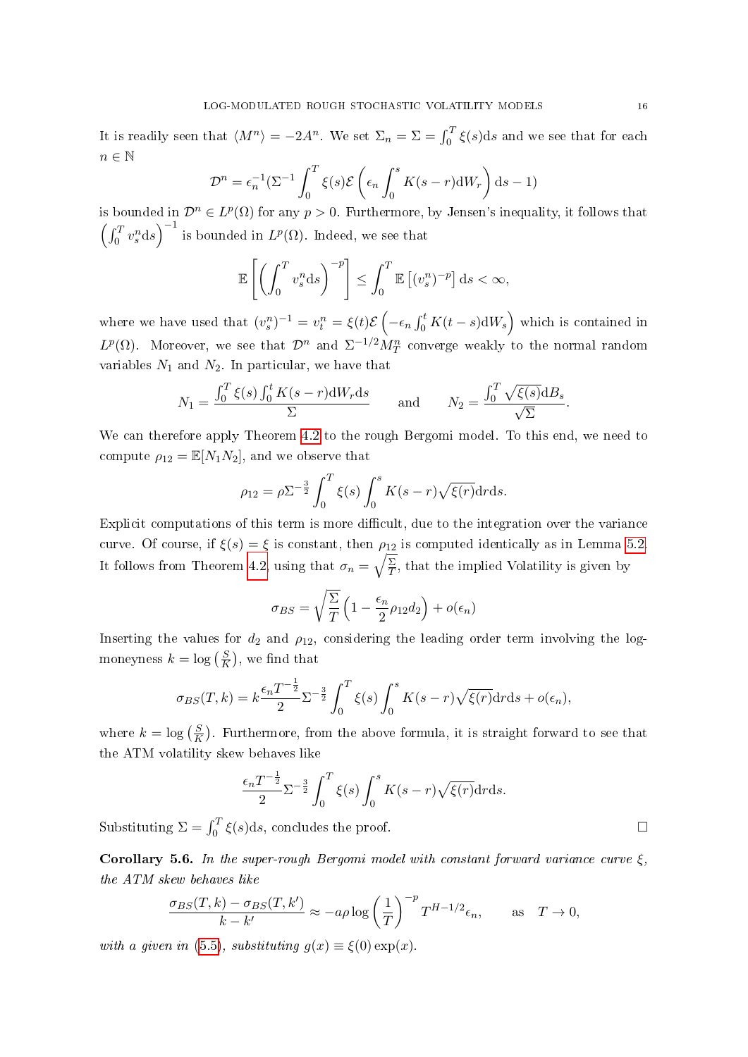It is readily seen that $\langle M^n \rangle = -2A^n$. We set $\Sigma_n = \Sigma = \int_0^T \xi(s)\mathrm{d}s$ and we see that for each $n \in \mathbb{N}$

$$\mathcal{D}^n = \epsilon_n^{-1}(\Sigma^{-1}\int_0^T \xi(s)\mathcal{E}\left(\epsilon_n \int_0^s K(s-r)\mathrm{d}W_r\right)\mathrm{d}s - 1)$$

is bounded in $\mathcal{D}^n \in L^p(\Omega)$ for any $p > 0$. Furthermore, by Jensen's inequality, it follows that $\left(\int_0^T v_s^n \mathrm{d}s\right)^{-1}$ is bounded in $L^p(\Omega)$. Indeed, we see that

$$\mathbb{E}\left[\left(\int_0^T v_s^n \mathrm{d}s\right)^{-p}\right] \leq \int_0^T \mathbb{E}\left[(v_s^n)^{-p}\right]\mathrm{d}s < \infty,$$

where we have used that $(v_s^n)^{-1} = v_t^n = \xi(t)\mathcal{E}\left(-\epsilon_n \int_0^t K(t-s)\mathrm{d}W_s\right)$ which is contained in $L^p(\Omega)$. Moreover, we see that $\mathcal{D}^n$ and $\Sigma^{-1/2}M_T^n$ converge weakly to the normal random variables $N_1$ and $N_2$. In particular, we have that

$$N_1 = \frac{\int_0^T \xi(s)\int_0^t K(s-r)\mathrm{d}W_r \mathrm{d}s}{\Sigma} \qquad \text{and} \qquad N_2 = \frac{\int_0^T \sqrt{\xi(s)}\mathrm{d}B_s}{\sqrt{\Sigma}}.$$

We can therefore apply Theorem 4.2 to the rough Bergomi model. To this end, we need to compute $\rho_{12} = \mathbb{E}[N_1 N_2]$, and we observe that

$$\rho_{12} = \rho\Sigma^{-\frac{3}{2}}\int_0^T \xi(s)\int_0^s K(s-r)\sqrt{\xi(r)}\mathrm{d}r\mathrm{d}s.$$

Explicit computations of this term is more difficult, due to the integration over the variance curve. Of course, if $\xi(s) = \xi$ is constant, then $\rho_{12}$ is computed identically as in Lemma 5.2. It follows from Theorem 4.2, using that $\sigma_n = \sqrt{\frac{\Sigma}{T}}$, that the implied Volatility is given by

$$\sigma_{BS} = \sqrt{\frac{\Sigma}{T}}\left(1 - \frac{\epsilon_n}{2}\rho_{12}d_2\right) + o(\epsilon_n)$$

Inserting the values for $d_2$ and $\rho_{12}$, considering the leading order term involving the log-moneyness $k = \log\left(\frac{S}{K}\right)$, we find that

$$\sigma_{BS}(T,k) = k\frac{\epsilon_n T^{-\frac{1}{2}}}{2}\Sigma^{-\frac{3}{2}}\int_0^T \xi(s)\int_0^s K(s-r)\sqrt{\xi(r)}\mathrm{d}r\mathrm{d}s + o(\epsilon_n),$$

where $k = \log\left(\frac{S}{K}\right)$. Furthermore, from the above formula, it is straight forward to see that the ATM volatility skew behaves like

$$\frac{\epsilon_n T^{-\frac{1}{2}}}{2}\Sigma^{-\frac{3}{2}}\int_0^T \xi(s)\int_0^s K(s-r)\sqrt{\xi(r)}\mathrm{d}r\mathrm{d}s.$$

Substituting $\Sigma = \int_0^T \xi(s)\mathrm{d}s$, concludes the proof. $\square$

**Corollary 5.6.** *In the super-rough Bergomi model with constant forward variance curve $\xi$, the ATM skew behaves like*

$$\frac{\sigma_{BS}(T,k) - \sigma_{BS}(T,k')}{k - k'} \approx -a\rho\log\left(\frac{1}{T}\right)^{-p} T^{H-1/2}\epsilon_n, \qquad \text{as} \quad T \to 0,$$

*with $a$ given in (5.5), substituting $g(x) \equiv \xi(0)\exp(x)$.*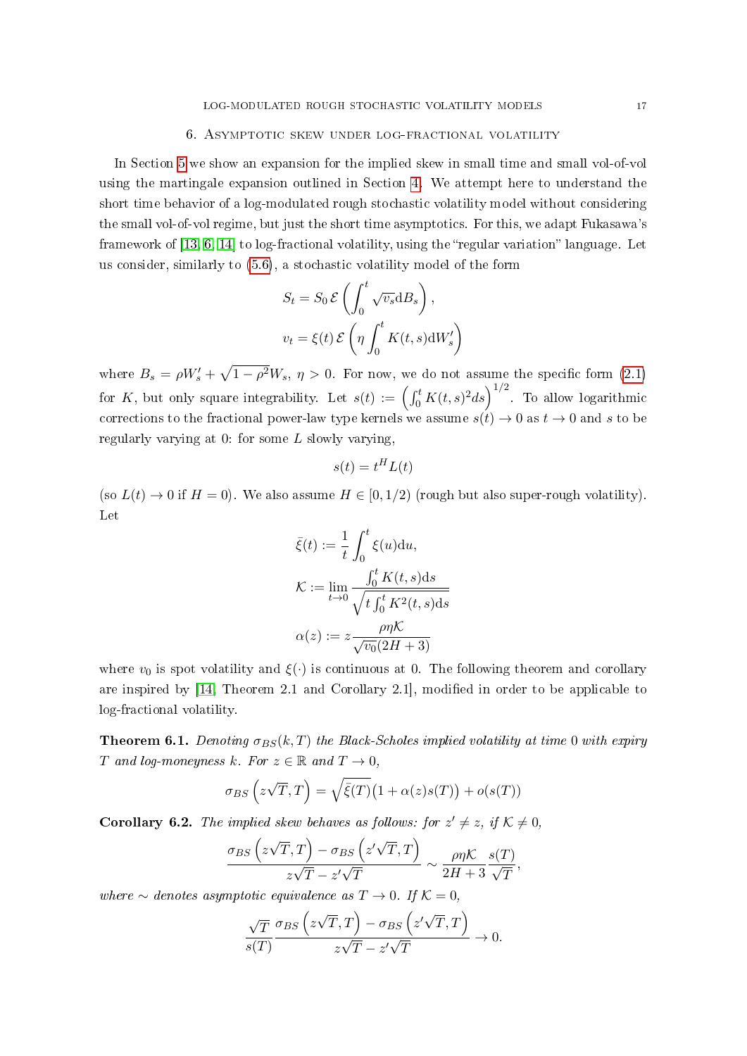## 6. Asymptotic skew under log-fractional volatility

In Section 5 we show an expansion for the implied skew in small time and small vol-of-vol using the martingale expansion outlined in Section 4. We attempt here to understand the short time behavior of a log-modulated rough stochastic volatility model without considering the small vol-of-vol regime, but just the short time asymptotics. For this, we adapt Fukasawa's framework of [13, 6, 14] to log-fractional volatility, using the "regular variation" language. Let us consider, similarly to (5.6), a stochastic volatility model of the form

$$
S_t = S_0\, \mathcal{E}\left(\int_0^t \sqrt{v_s}\mathrm{d}B_s\right),
$$

$$
v_t = \xi(t)\, \mathcal{E}\left(\eta \int_0^t K(t,s)\mathrm{d}W'_s\right)
$$

where $B_s = \rho W'_s + \sqrt{1-\rho^2}W_s$, $\eta > 0$. For now, we do not assume the specific form (2.1) for $K$, but only square integrability. Let $s(t) := \left(\int_0^t K(t,s)^2 ds\right)^{1/2}$. To allow logarithmic corrections to the fractional power-law type kernels we assume $s(t) \to 0$ as $t \to 0$ and $s$ to be regularly varying at 0: for some $L$ slowly varying,

$$
s(t) = t^H L(t)
$$

(so $L(t) \to 0$ if $H = 0$). We also assume $H \in [0, 1/2)$ (rough but also super-rough volatility). Let

$$
\bar{\xi}(t) := \frac{1}{t}\int_0^t \xi(u)\mathrm{d}u,
$$

$$
\mathcal{K} := \lim_{t\to 0} \frac{\int_0^t K(t,s)\mathrm{d}s}{\sqrt{t\int_0^t K^2(t,s)\mathrm{d}s}}
$$

$$
\alpha(z) := z\frac{\rho\eta\mathcal{K}}{\sqrt{v_0}(2H+3)}
$$

where $v_0$ is spot volatility and $\xi(\cdot)$ is continuous at 0. The following theorem and corollary are inspired by [14, Theorem 2.1 and Corollary 2.1], modified in order to be applicable to log-fractional volatility.

**Theorem 6.1.** *Denoting $\sigma_{BS}(k,T)$ the Black-Scholes implied volatility at time 0 with expiry $T$ and log-moneyness $k$. For $z \in \mathbb{R}$ and $T \to 0$,*

$$
\sigma_{BS}\left(z\sqrt{T}, T\right) = \sqrt{\bar{\xi}(T)}\big(1 + \alpha(z)s(T)\big) + o(s(T))
$$

**Corollary 6.2.** *The implied skew behaves as follows: for $z' \neq z$, if $\mathcal{K} \neq 0$,*

$$
\frac{\sigma_{BS}\left(z\sqrt{T}, T\right) - \sigma_{BS}\left(z'\sqrt{T}, T\right)}{z\sqrt{T} - z'\sqrt{T}} \sim \frac{\rho\eta\mathcal{K}}{2H+3}\frac{s(T)}{\sqrt{T}},
$$

*where $\sim$ denotes asymptotic equivalence as $T \to 0$. If $\mathcal{K} = 0$,*

$$
\frac{\sqrt{T}}{s(T)}\frac{\sigma_{BS}\left(z\sqrt{T}, T\right) - \sigma_{BS}\left(z'\sqrt{T}, T\right)}{z\sqrt{T} - z'\sqrt{T}} \to 0.
$$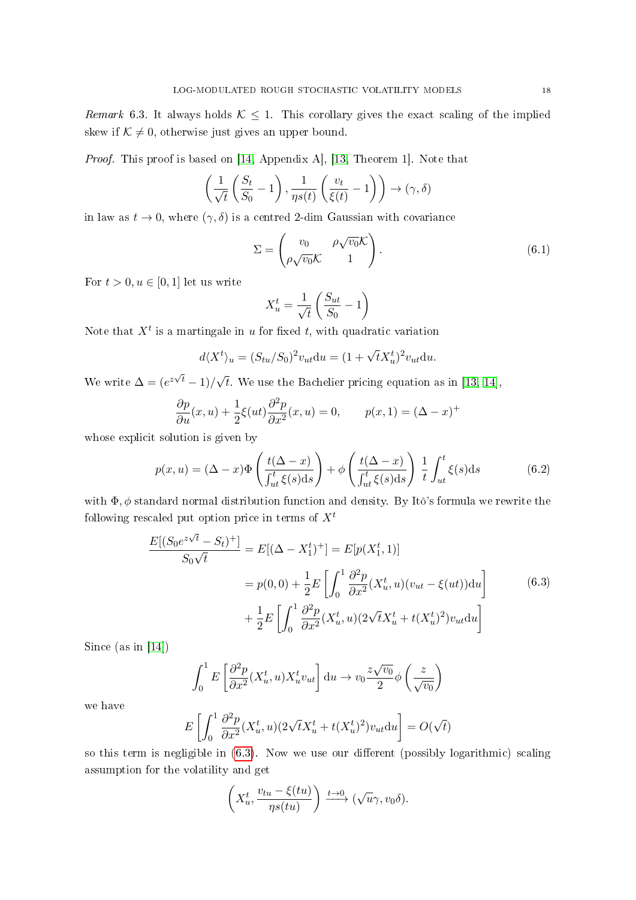*Remark* 6.3. It always holds $\mathcal{K} \leq 1$. This corollary gives the exact scaling of the implied skew if $\mathcal{K} \neq 0$, otherwise just gives an upper bound.

*Proof.* This proof is based on [14, Appendix A], [13, Theorem 1]. Note that

$$\left( \frac{1}{\sqrt{t}} \left( \frac{S_t}{S_0} - 1 \right), \frac{1}{\eta s(t)} \left( \frac{v_t}{\xi(t)} - 1 \right) \right) \to (\gamma, \delta)$$

in law as $t \to 0$, where $(\gamma, \delta)$ is a centred 2-dim Gaussian with covariance

$$\Sigma = \begin{pmatrix} v_0 & \rho\sqrt{v_0}\mathcal{K} \\ \rho\sqrt{v_0}\mathcal{K} & 1 \end{pmatrix}. \tag{6.1}$$

For $t > 0, u \in [0, 1]$ let us write

$$X_u^t = \frac{1}{\sqrt{t}} \left( \frac{S_{ut}}{S_0} - 1 \right)$$

Note that $X^t$ is a martingale in $u$ for fixed $t$, with quadratic variation

$$d\langle X^t \rangle_u = (S_{tu}/S_0)^2 v_{ut} \mathrm{d}u = (1 + \sqrt{t} X_u^t)^2 v_{ut} \mathrm{d}u.$$

We write $\Delta = (e^{z\sqrt{t}} - 1)/\sqrt{t}$. We use the Bachelier pricing equation as in [13, 14],

$$\frac{\partial p}{\partial u}(x, u) + \frac{1}{2}\xi(ut)\frac{\partial^2 p}{\partial x^2}(x, u) = 0, \qquad p(x, 1) = (\Delta - x)^+$$

whose explicit solution is given by

$$p(x, u) = (\Delta - x)\Phi\left( \frac{t(\Delta - x)}{\int_{ut}^t \xi(s)\mathrm{d}s} \right) + \phi\left( \frac{t(\Delta - x)}{\int_{ut}^t \xi(s)\mathrm{d}s} \right) \frac{1}{t}\int_{ut}^t \xi(s)\mathrm{d}s \tag{6.2}$$

with $\Phi, \phi$ standard normal distribution function and density. By Itô's formula we rewrite the following rescaled put option price in terms of $X^t$

$$\begin{aligned} \frac{E[(S_0 e^{z\sqrt{t}} - S_t)^+]}{S_0\sqrt{t}} &= E[(\Delta - X_1^t)^+] = E[p(X_1^t, 1)] \\ &= p(0, 0) + \frac{1}{2}E\left[ \int_0^1 \frac{\partial^2 p}{\partial x^2}(X_u^t, u)(v_{ut} - \xi(ut))\mathrm{d}u \right] \\ &\quad + \frac{1}{2}E\left[ \int_0^1 \frac{\partial^2 p}{\partial x^2}(X_u^t, u)(2\sqrt{t}X_u^t + t(X_u^t)^2)v_{ut}\mathrm{d}u \right] \end{aligned} \tag{6.3}$$

Since (as in [14])

$$\int_0^1 E\left[ \frac{\partial^2 p}{\partial x^2}(X_u^t, u) X_u^t v_{ut} \right] \mathrm{d}u \to v_0 \frac{z\sqrt{v_0}}{2}\phi\left( \frac{z}{\sqrt{v_0}} \right)$$

we have

$$E\left[ \int_0^1 \frac{\partial^2 p}{\partial x^2}(X_u^t, u)(2\sqrt{t}X_u^t + t(X_u^t)^2)v_{ut}\mathrm{d}u \right] = O(\sqrt{t})$$

so this term is negligible in (6.3). Now we use our different (possibly logarithmic) scaling assumption for the volatility and get

$$\left( X_u^t, \frac{v_{tu} - \xi(tu)}{\eta s(tu)} \right) \xrightarrow{t \to 0} (\sqrt{u}\gamma, v_0\delta).$$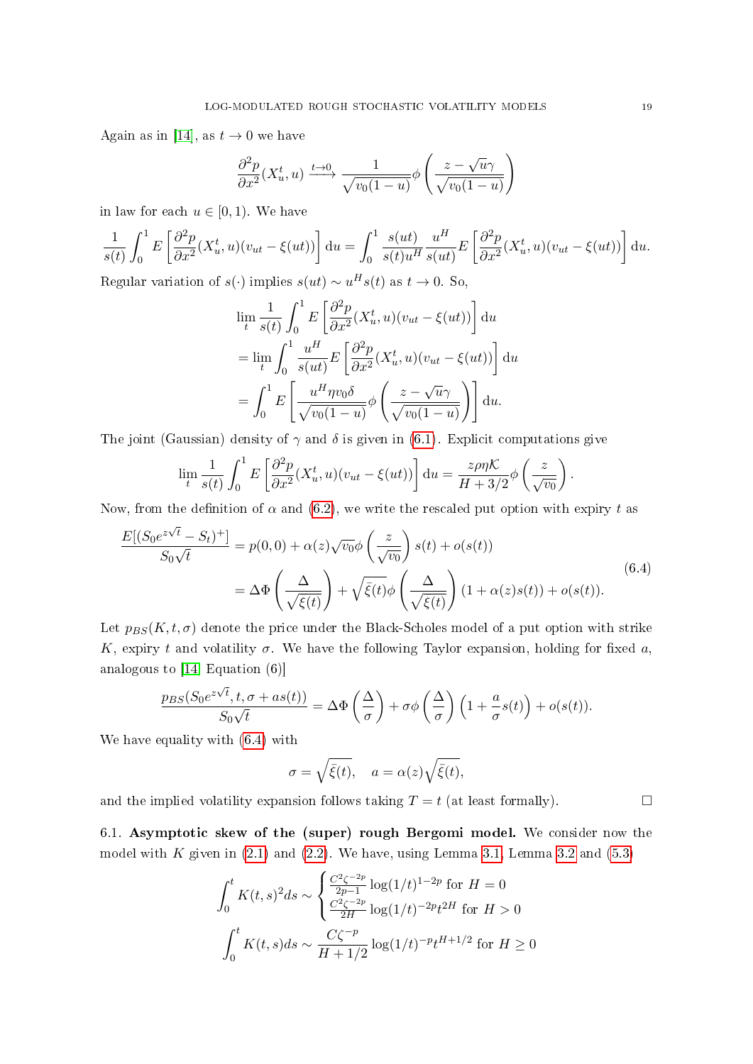Again as in [14], as $t \to 0$ we have

$$\frac{\partial^2 p}{\partial x^2}(X_u^t, u) \xrightarrow{t\to 0} \frac{1}{\sqrt{v_0(1-u)}}\phi\left(\frac{z-\sqrt{u}\gamma}{\sqrt{v_0(1-u)}}\right)$$

in law for each $u \in [0,1)$. We have

$$\frac{1}{s(t)}\int_0^1 E\left[\frac{\partial^2 p}{\partial x^2}(X_u^t, u)(v_{ut}-\xi(ut))\right] \mathrm{d}u = \int_0^1 \frac{s(ut)}{s(t)u^H}\frac{u^H}{s(ut)}E\left[\frac{\partial^2 p}{\partial x^2}(X_u^t, u)(v_{ut}-\xi(ut))\right] \mathrm{d}u.$$

Regular variation of $s(\cdot)$ implies $s(ut) \sim u^H s(t)$ as $t \to 0$. So,

$$\begin{aligned}
&\lim_t \frac{1}{s(t)}\int_0^1 E\left[\frac{\partial^2 p}{\partial x^2}(X_u^t, u)(v_{ut}-\xi(ut))\right] \mathrm{d}u \\
&= \lim_t \int_0^1 \frac{u^H}{s(ut)}E\left[\frac{\partial^2 p}{\partial x^2}(X_u^t, u)(v_{ut}-\xi(ut))\right] \mathrm{d}u \\
&= \int_0^1 E\left[\frac{u^H \eta v_0 \delta}{\sqrt{v_0(1-u)}}\phi\left(\frac{z-\sqrt{u}\gamma}{\sqrt{v_0(1-u)}}\right)\right] \mathrm{d}u.
\end{aligned}$$

The joint (Gaussian) density of $\gamma$ and $\delta$ is given in (6.1). Explicit computations give

$$\lim_t \frac{1}{s(t)}\int_0^1 E\left[\frac{\partial^2 p}{\partial x^2}(X_u^t, u)(v_{ut}-\xi(ut))\right] \mathrm{d}u = \frac{z\rho\eta\mathcal{K}}{H+3/2}\phi\left(\frac{z}{\sqrt{v_0}}\right).$$

Now, from the definition of $\alpha$ and (6.2), we write the rescaled put option with expiry $t$ as

$$\begin{aligned}
\frac{E[(S_0 e^{z\sqrt{t}} - S_t)^+]}{S_0\sqrt{t}} &= p(0,0) + \alpha(z)\sqrt{v_0}\phi\left(\frac{z}{\sqrt{v_0}}\right)s(t) + o(s(t)) \\
&= \Delta\Phi\left(\frac{\Delta}{\sqrt{\bar{\xi}(t)}}\right) + \sqrt{\bar{\xi}(t)}\phi\left(\frac{\Delta}{\sqrt{\bar{\xi}(t)}}\right)(1+\alpha(z)s(t)) + o(s(t)).
\end{aligned} \tag{6.4}$$

Let $p_{BS}(K,t,\sigma)$ denote the price under the Black-Scholes model of a put option with strike $K$, expiry $t$ and volatility $\sigma$. We have the following Taylor expansion, holding for fixed $a$, analogous to [14, Equation (6)]

$$\frac{p_{BS}(S_0 e^{z\sqrt{t}}, t, \sigma + a s(t))}{S_0\sqrt{t}} = \Delta\Phi\left(\frac{\Delta}{\sigma}\right) + \sigma\phi\left(\frac{\Delta}{\sigma}\right)\left(1+\frac{a}{\sigma}s(t)\right) + o(s(t)).$$

We have equality with (6.4) with

$$\sigma = \sqrt{\bar{\xi}(t)}, \quad a = \alpha(z)\sqrt{\bar{\xi}(t)},$$

and the implied volatility expansion follows taking $T = t$ (at least formally). □

### 6.1. Asymptotic skew of the (super) rough Bergomi model.

We consider now the model with $K$ given in (2.1) and (2.2). We have, using Lemma 3.1, Lemma 3.2 and (5.3)

$$\int_0^t K(t,s)^2 ds \sim \begin{cases} \frac{C^2\zeta^{-2p}}{2p-1}\log(1/t)^{1-2p} \text{ for } H=0 \\ \frac{C^2\zeta^{-2p}}{2H}\log(1/t)^{-2p}t^{2H} \text{ for } H>0 \end{cases}$$

$$\int_0^t K(t,s)ds \sim \frac{C\zeta^{-p}}{H+1/2}\log(1/t)^{-p}t^{H+1/2} \text{ for } H \geq 0$$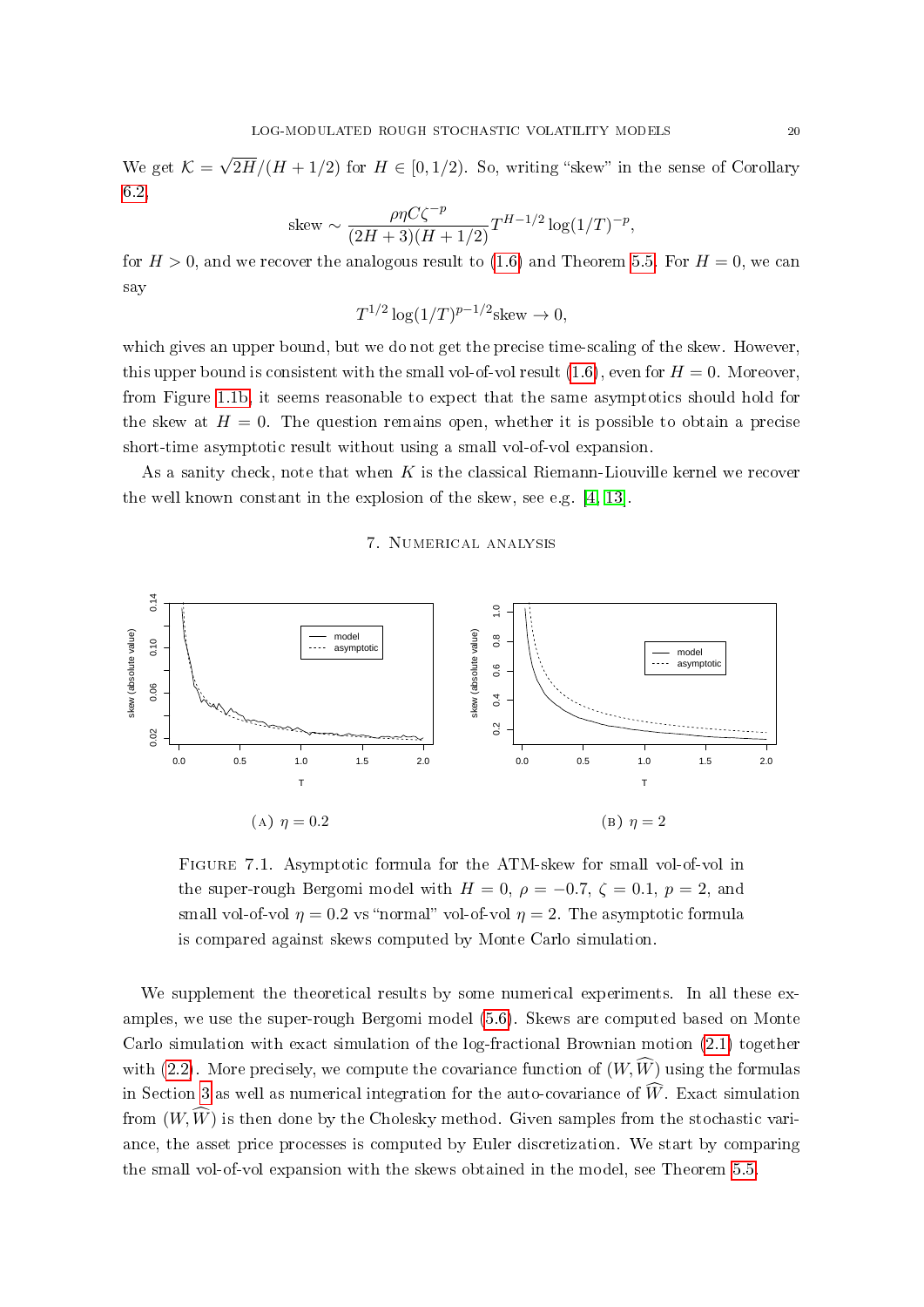We get $\mathcal{K} = \sqrt{2H}/(H+1/2)$ for $H \in [0, 1/2)$. So, writing "skew" in the sense of Corollary 6.2,

$$\text{skew} \sim \frac{\rho\eta C\zeta^{-p}}{(2H+3)(H+1/2)} T^{H-1/2} \log(1/T)^{-p},$$

for $H > 0$, and we recover the analogous result to (1.6) and Theorem 5.5. For $H = 0$, we can say

$$T^{1/2} \log(1/T)^{p-1/2} \text{skew} \to 0,$$

which gives an upper bound, but we do not get the precise time-scaling of the skew. However, this upper bound is consistent with the small vol-of-vol result (1.6), even for $H = 0$. Moreover, from Figure 1.1b, it seems reasonable to expect that the same asymptotics should hold for the skew at $H = 0$. The question remains open, whether it is possible to obtain a precise short-time asymptotic result without using a small vol-of-vol expansion.

As a sanity check, note that when $K$ is the classical Riemann-Liouville kernel we recover the well known constant in the explosion of the skew, see e.g. [4, 13].

## 7. Numerical analysis

(A) $\eta = 0.2$

(B) $\eta = 2$

Figure 7.1. Asymptotic formula for the ATM-skew for small vol-of-vol in the super-rough Bergomi model with $H = 0$, $\rho = -0.7$, $\zeta = 0.1$, $p = 2$, and small vol-of-vol $\eta = 0.2$ vs "normal" vol-of-vol $\eta = 2$. The asymptotic formula is compared against skews computed by Monte Carlo simulation.

We supplement the theoretical results by some numerical experiments. In all these examples, we use the super-rough Bergomi model (5.6). Skews are computed based on Monte Carlo simulation with exact simulation of the log-fractional Brownian motion (2.1) together with (2.2). More precisely, we compute the covariance function of $(W, \widehat{W})$ using the formulas in Section 3 as well as numerical integration for the auto-covariance of $\widehat{W}$. Exact simulation from $(W, \widehat{W})$ is then done by the Cholesky method. Given samples from the stochastic variance, the asset price processes is computed by Euler discretization. We start by comparing the small vol-of-vol expansion with the skews obtained in the model, see Theorem 5.5.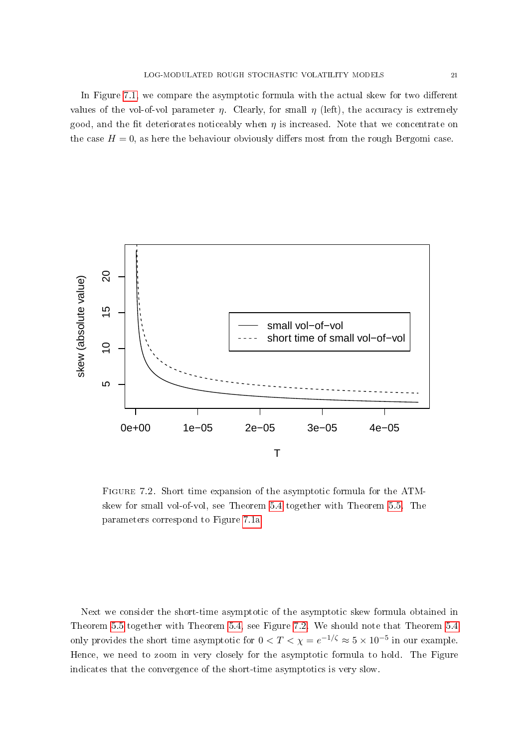In Figure 7.1, we compare the asymptotic formula with the actual skew for two different values of the vol-of-vol parameter $\eta$. Clearly, for small $\eta$ (left), the accuracy is extremely good, and the fit deteriorates noticeably when $\eta$ is increased. Note that we concentrate on the case $H = 0$, as here the behaviour obviously differs most from the rough Bergomi case.

Figure 7.2. Short time expansion of the asymptotic formula for the ATM-skew for small vol-of-vol, see Theorem 5.4 together with Theorem 5.5. The parameters correspond to Figure 7.1a

Next we consider the short-time asymptotic of the asymptotic skew formula obtained in Theorem 5.5 together with Theorem 5.4, see Figure 7.2. We should note that Theorem 5.4 only provides the short time asymptotic for $0 < T < \chi = e^{-1/\zeta} \approx 5 \times 10^{-5}$ in our example. Hence, we need to zoom in very closely for the asymptotic formula to hold. The Figure indicates that the convergence of the short-time asymptotics is very slow.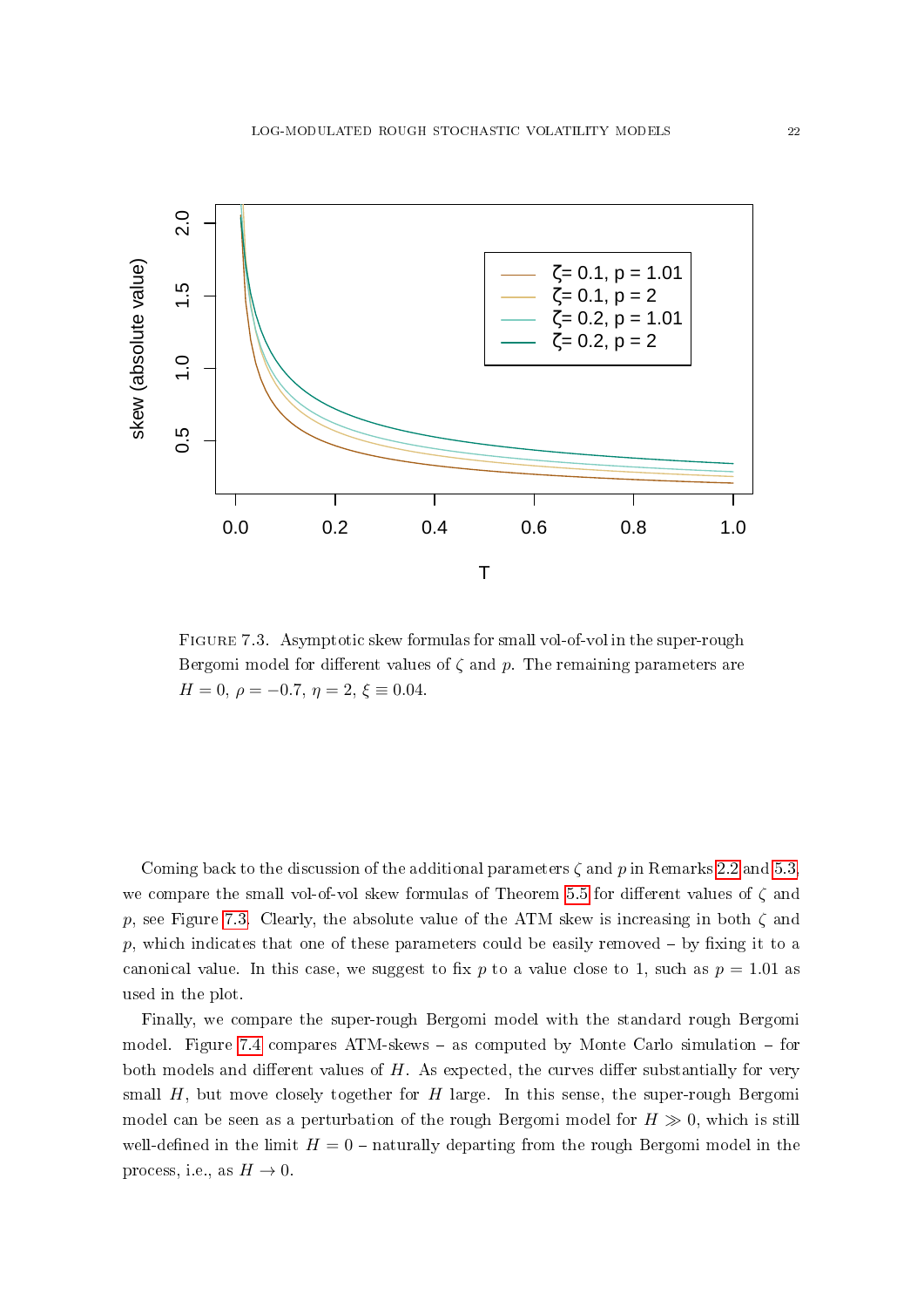Figure 7.3. Asymptotic skew formulas for small vol-of-vol in the super-rough Bergomi model for different values of $\zeta$ and $p$. The remaining parameters are $H = 0$, $\rho = -0.7$, $\eta = 2$, $\xi \equiv 0.04$.

Coming back to the discussion of the additional parameters $\zeta$ and $p$ in Remarks 2.2 and 5.3, we compare the small vol-of-vol skew formulas of Theorem 5.5 for different values of $\zeta$ and $p$, see Figure 7.3. Clearly, the absolute value of the ATM skew is increasing in both $\zeta$ and $p$, which indicates that one of these parameters could be easily removed – by fixing it to a canonical value. In this case, we suggest to fix $p$ to a value close to 1, such as $p = 1.01$ as used in the plot.

Finally, we compare the super-rough Bergomi model with the standard rough Bergomi model. Figure 7.4 compares ATM-skews – as computed by Monte Carlo simulation – for both models and different values of $H$. As expected, the curves differ substantially for very small $H$, but move closely together for $H$ large. In this sense, the super-rough Bergomi model can be seen as a perturbation of the rough Bergomi model for $H \gg 0$, which is still well-defined in the limit $H = 0$ – naturally departing from the rough Bergomi model in the process, i.e., as $H \to 0$.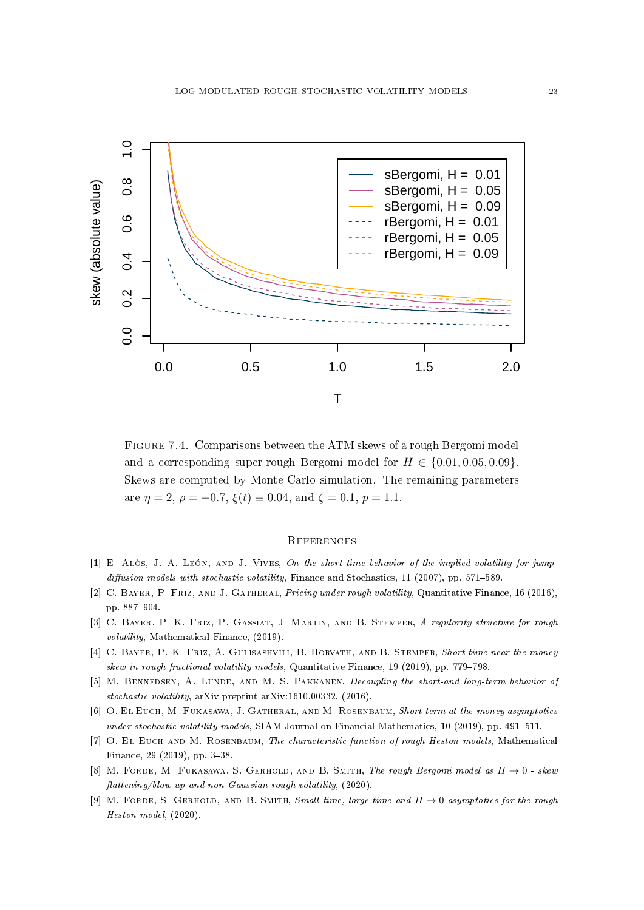Figure 7.4. Comparisons between the ATM skews of a rough Bergomi model and a corresponding super-rough Bergomi model for $H \in \{0.01, 0.05, 0.09\}$. Skews are computed by Monte Carlo simulation. The remaining parameters are $\eta = 2$, $\rho = -0.7$, $\xi(t) \equiv 0.04$, and $\zeta = 0.1$, $p = 1.1$.

## References

[1] E. Alòs, J. A. León, and J. Vives, *On the short-time behavior of the implied volatility for jump-diffusion models with stochastic volatility*, Finance and Stochastics, 11 (2007), pp. 571–589.

[2] C. Bayer, P. Friz, and J. Gatheral, *Pricing under rough volatility*, Quantitative Finance, 16 (2016), pp. 887–904.

[3] C. Bayer, P. K. Friz, P. Gassiat, J. Martin, and B. Stemper, *A regularity structure for rough volatility*, Mathematical Finance, (2019).

[4] C. Bayer, P. K. Friz, A. Gulisashvili, B. Horvath, and B. Stemper, *Short-time near-the-money skew in rough fractional volatility models*, Quantitative Finance, 19 (2019), pp. 779–798.

[5] M. Bennedsen, A. Lunde, and M. S. Pakkanen, *Decoupling the short-and long-term behavior of stochastic volatility*, arXiv preprint arXiv:1610.00332, (2016).

[6] O. El Euch, M. Fukasawa, J. Gatheral, and M. Rosenbaum, *Short-term at-the-money asymptotics under stochastic volatility models*, SIAM Journal on Financial Mathematics, 10 (2019), pp. 491–511.

[7] O. El Euch and M. Rosenbaum, *The characteristic function of rough Heston models*, Mathematical Finance, 29 (2019), pp. 3–38.

[8] M. Forde, M. Fukasawa, S. Gerhold, and B. Smith, *The rough Bergomi model as $H \to 0$ - skew flattening/blow up and non-Gaussian rough volatility*, (2020).

[9] M. Forde, S. Gerhold, and B. Smith, *Small-time, large-time and $H \to 0$ asymptotics for the rough Heston model*, (2020).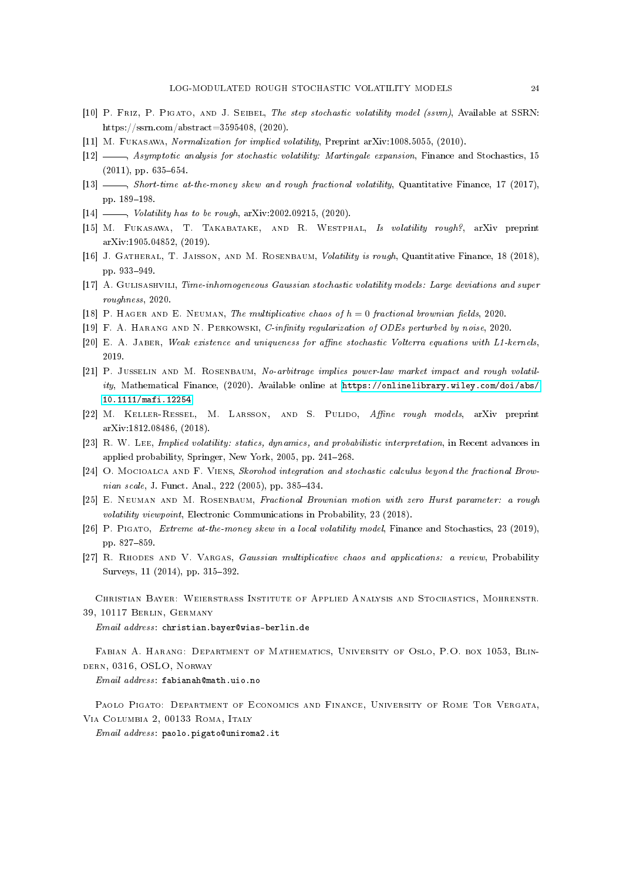[10] P. Friz, P. Pigato, and J. Seibel, *The step stochastic volatility model (ssvm)*, Available at SSRN: https://ssrn.com/abstract=3595408, (2020).

[11] M. Fukasawa, *Normalization for implied volatility*, Preprint arXiv:1008.5055, (2010).

[12] ———, *Asymptotic analysis for stochastic volatility: Martingale expansion*, Finance and Stochastics, 15 (2011), pp. 635–654.

[13] ———, *Short-time at-the-money skew and rough fractional volatility*, Quantitative Finance, 17 (2017), pp. 189–198.

[14] ———, *Volatility has to be rough*, arXiv:2002.09215, (2020).

[15] M. Fukasawa, T. Takabatake, and R. Westphal, *Is volatility rough?*, arXiv preprint arXiv:1905.04852, (2019).

[16] J. Gatheral, T. Jaisson, and M. Rosenbaum, *Volatility is rough*, Quantitative Finance, 18 (2018), pp. 933–949.

[17] A. Gulisashvili, *Time-inhomogeneous Gaussian stochastic volatility models: Large deviations and super roughness*, 2020.

[18] P. Hager and E. Neuman, *The multiplicative chaos of $h = 0$ fractional brownian fields*, 2020.

[19] F. A. Harang and N. Perkowski, *C-infinity regularization of ODEs perturbed by noise*, 2020.

[20] E. A. Jaber, *Weak existence and uniqueness for affine stochastic Volterra equations with L1-kernels*, 2019.

[21] P. Jusselin and M. Rosenbaum, *No-arbitrage implies power-law market impact and rough volatility*, Mathematical Finance, (2020). Available online at https://onlinelibrary.wiley.com/doi/abs/10.1111/mafi.12254.

[22] M. Keller-Ressel, M. Larsson, and S. Pulido, *Affine rough models*, arXiv preprint arXiv:1812.08486, (2018).

[23] R. W. Lee, *Implied volatility: statics, dynamics, and probabilistic interpretation*, in Recent advances in applied probability, Springer, New York, 2005, pp. 241–268.

[24] O. Mocioalca and F. Viens, *Skorohod integration and stochastic calculus beyond the fractional Brownian scale*, J. Funct. Anal., 222 (2005), pp. 385–434.

[25] E. Neuman and M. Rosenbaum, *Fractional Brownian motion with zero Hurst parameter: a rough volatility viewpoint*, Electronic Communications in Probability, 23 (2018).

[26] P. Pigato, *Extreme at-the-money skew in a local volatility model*, Finance and Stochastics, 23 (2019), pp. 827–859.

[27] R. Rhodes and V. Vargas, *Gaussian multiplicative chaos and applications: a review*, Probability Surveys, 11 (2014), pp. 315–392.

Christian Bayer: Weierstrass Institute of Applied Analysis and Stochastics, Mohrenstr. 39, 10117 Berlin, Germany

*Email address*: christian.bayer@wias-berlin.de

Fabian A. Harang: Department of Mathematics, University of Oslo, P.O. box 1053, Blindern, 0316, OSLO, Norway

*Email address*: fabianah@math.uio.no

Paolo Pigato: Department of Economics and Finance, University of Rome Tor Vergata, Via Columbia 2, 00133 Roma, Italy

*Email address*: paolo.pigato@uniroma2.it